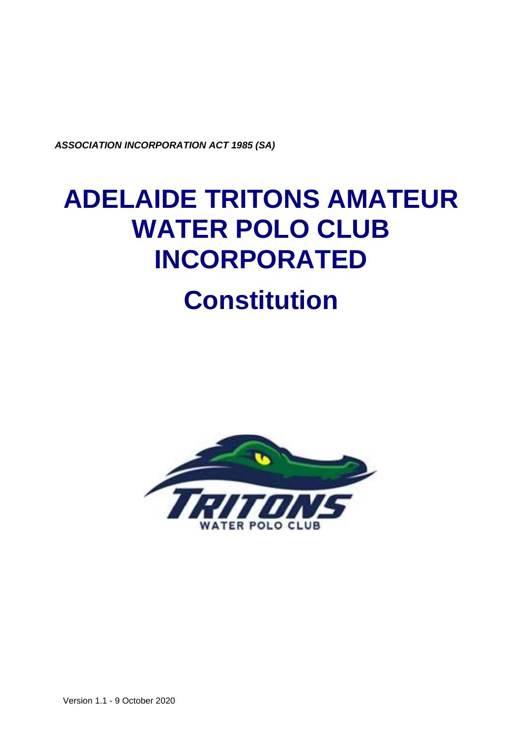***ASSOCIATION INCORPORATION ACT 1985 (SA)***

# ADELAIDE TRITONS AMATEUR WATER POLO CLUB INCORPORATED

# Constitution

Version 1.1 - 9 October 2020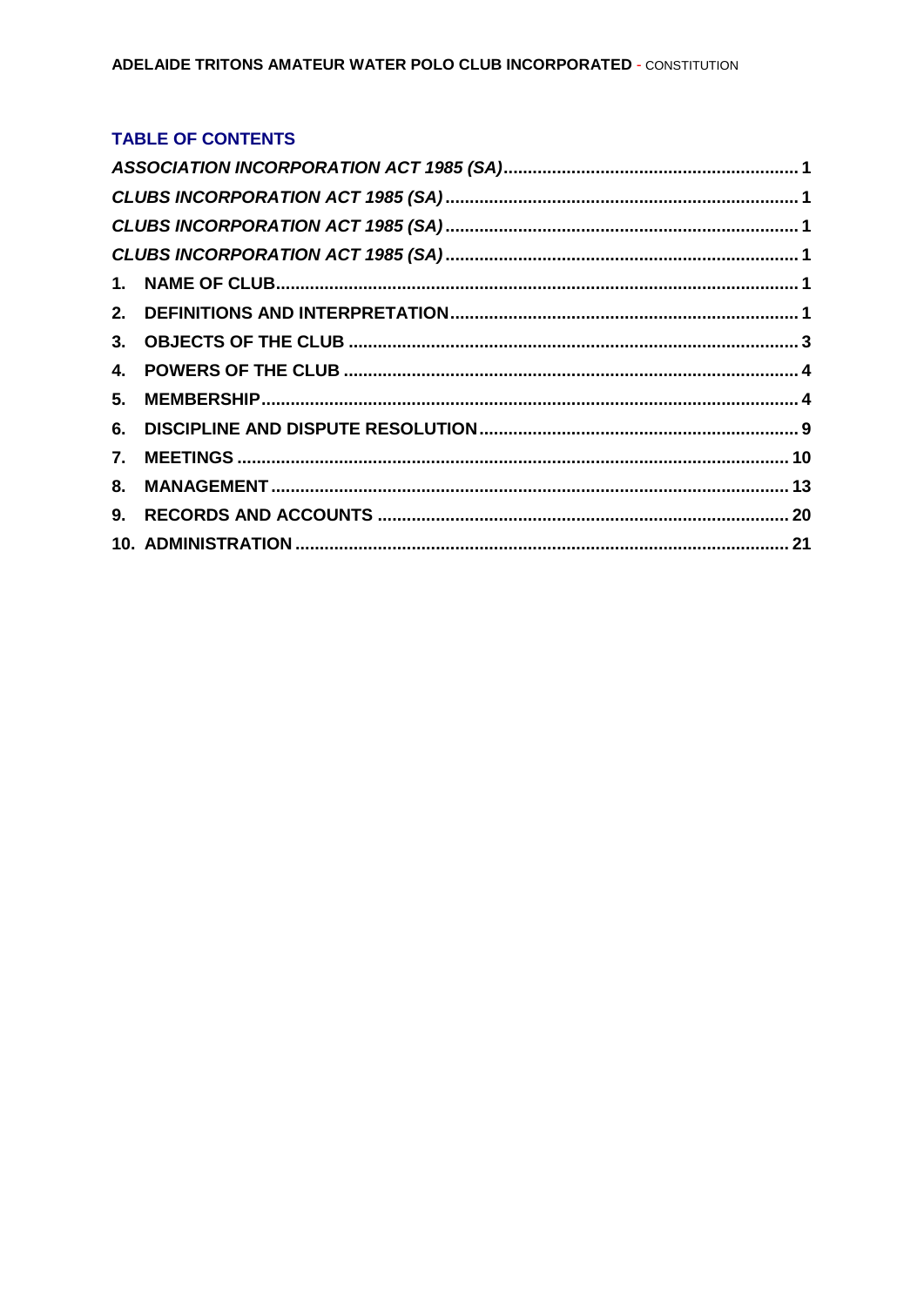## TABLE OF CONTENTS

*ASSOCIATION INCORPORATION ACT 1985 (SA)* ........ 1
*CLUBS INCORPORATION ACT 1985 (SA)* ........ 1
*CLUBS INCORPORATION ACT 1985 (SA)* ........ 1
*CLUBS INCORPORATION ACT 1985 (SA)* ........ 1

1. NAME OF CLUB ........ 1
2. DEFINITIONS AND INTERPRETATION ........ 1
3. OBJECTS OF THE CLUB ........ 3
4. POWERS OF THE CLUB ........ 4
5. MEMBERSHIP ........ 4
6. DISCIPLINE AND DISPUTE RESOLUTION ........ 9
7. MEETINGS ........ 10
8. MANAGEMENT ........ 13
9. RECORDS AND ACCOUNTS ........ 20
10. ADMINISTRATION ........ 21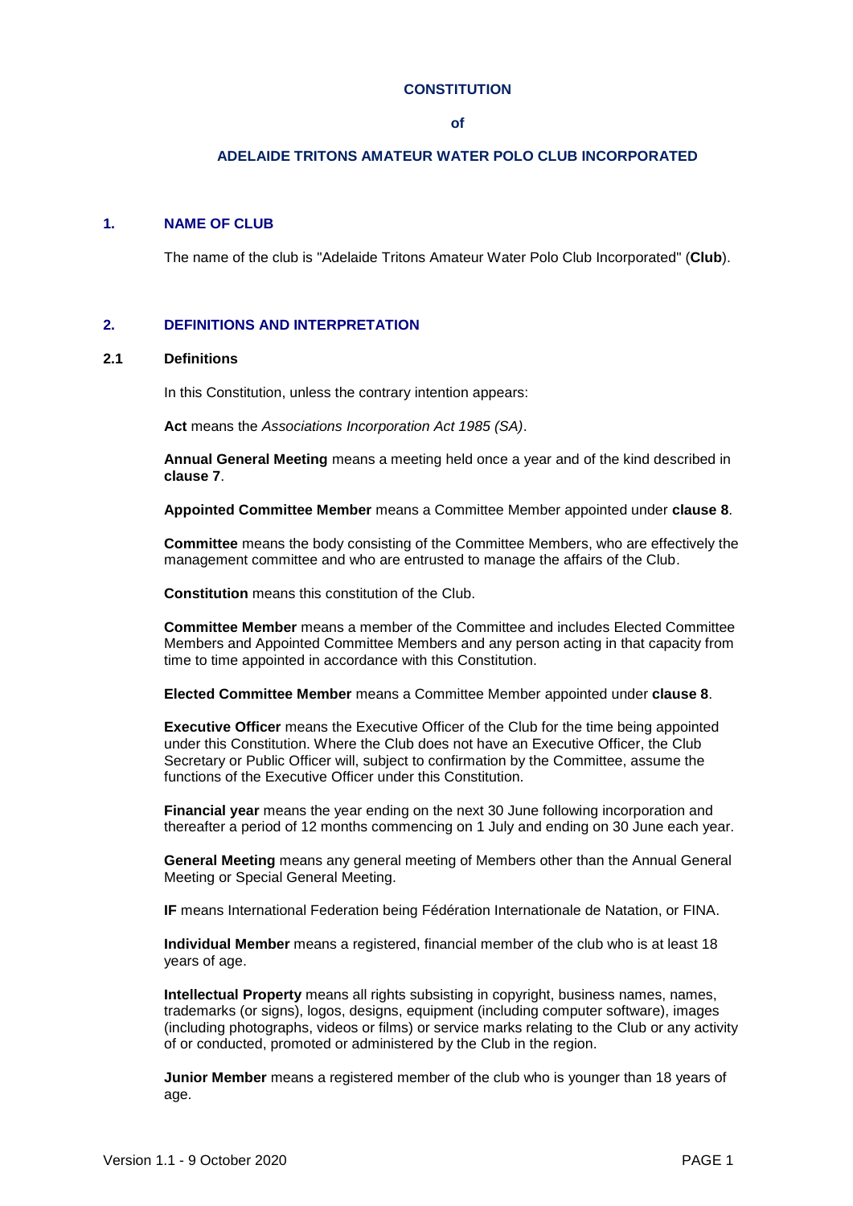# CONSTITUTION

**of**

# ADELAIDE TRITONS AMATEUR WATER POLO CLUB INCORPORATED

## 1. NAME OF CLUB

The name of the club is "Adelaide Tritons Amateur Water Polo Club Incorporated" (**Club**).

## 2. DEFINITIONS AND INTERPRETATION

### 2.1 Definitions

In this Constitution, unless the contrary intention appears:

**Act** means the *Associations Incorporation Act 1985 (SA)*.

**Annual General Meeting** means a meeting held once a year and of the kind described in **clause 7**.

**Appointed Committee Member** means a Committee Member appointed under **clause 8**.

**Committee** means the body consisting of the Committee Members, who are effectively the management committee and who are entrusted to manage the affairs of the Club.

**Constitution** means this constitution of the Club.

**Committee Member** means a member of the Committee and includes Elected Committee Members and Appointed Committee Members and any person acting in that capacity from time to time appointed in accordance with this Constitution.

**Elected Committee Member** means a Committee Member appointed under **clause 8**.

**Executive Officer** means the Executive Officer of the Club for the time being appointed under this Constitution. Where the Club does not have an Executive Officer, the Club Secretary or Public Officer will, subject to confirmation by the Committee, assume the functions of the Executive Officer under this Constitution.

**Financial year** means the year ending on the next 30 June following incorporation and thereafter a period of 12 months commencing on 1 July and ending on 30 June each year.

**General Meeting** means any general meeting of Members other than the Annual General Meeting or Special General Meeting.

**IF** means International Federation being Fédération Internationale de Natation, or FINA.

**Individual Member** means a registered, financial member of the club who is at least 18 years of age.

**Intellectual Property** means all rights subsisting in copyright, business names, names, trademarks (or signs), logos, designs, equipment (including computer software), images (including photographs, videos or films) or service marks relating to the Club or any activity of or conducted, promoted or administered by the Club in the region.

**Junior Member** means a registered member of the club who is younger than 18 years of age.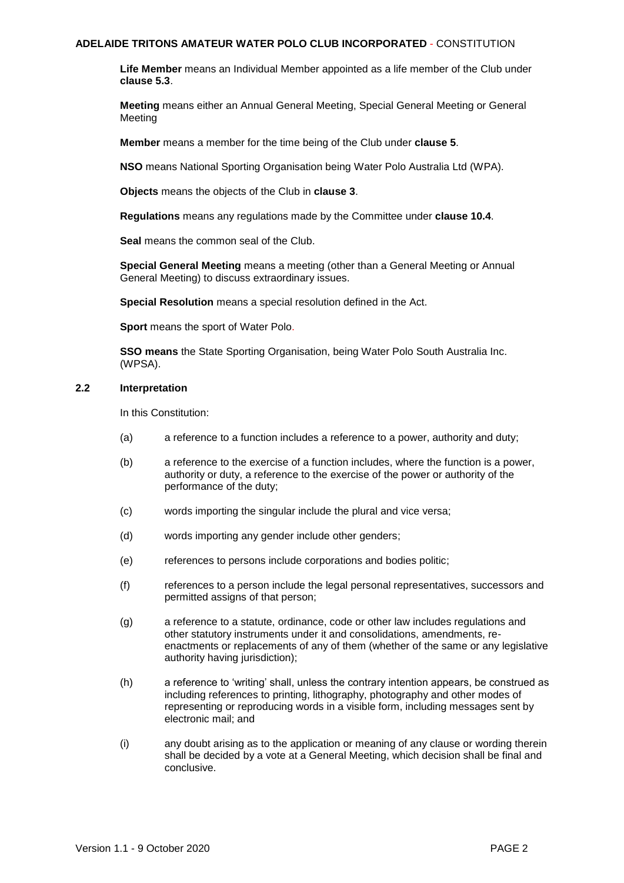**Life Member** means an Individual Member appointed as a life member of the Club under **clause 5.3**.

**Meeting** means either an Annual General Meeting, Special General Meeting or General Meeting

**Member** means a member for the time being of the Club under **clause 5**.

**NSO** means National Sporting Organisation being Water Polo Australia Ltd (WPA).

**Objects** means the objects of the Club in **clause 3**.

**Regulations** means any regulations made by the Committee under **clause 10.4**.

**Seal** means the common seal of the Club.

**Special General Meeting** means a meeting (other than a General Meeting or Annual General Meeting) to discuss extraordinary issues.

**Special Resolution** means a special resolution defined in the Act.

**Sport** means the sport of Water Polo.

**SSO means** the State Sporting Organisation, being Water Polo South Australia Inc. (WPSA).

### 2.2 Interpretation

In this Constitution:

(a) a reference to a function includes a reference to a power, authority and duty;

(b) a reference to the exercise of a function includes, where the function is a power, authority or duty, a reference to the exercise of the power or authority of the performance of the duty;

(c) words importing the singular include the plural and vice versa;

(d) words importing any gender include other genders;

(e) references to persons include corporations and bodies politic;

(f) references to a person include the legal personal representatives, successors and permitted assigns of that person;

(g) a reference to a statute, ordinance, code or other law includes regulations and other statutory instruments under it and consolidations, amendments, re-enactments or replacements of any of them (whether of the same or any legislative authority having jurisdiction);

(h) a reference to 'writing' shall, unless the contrary intention appears, be construed as including references to printing, lithography, photography and other modes of representing or reproducing words in a visible form, including messages sent by electronic mail; and

(i) any doubt arising as to the application or meaning of any clause or wording therein shall be decided by a vote at a General Meeting, which decision shall be final and conclusive.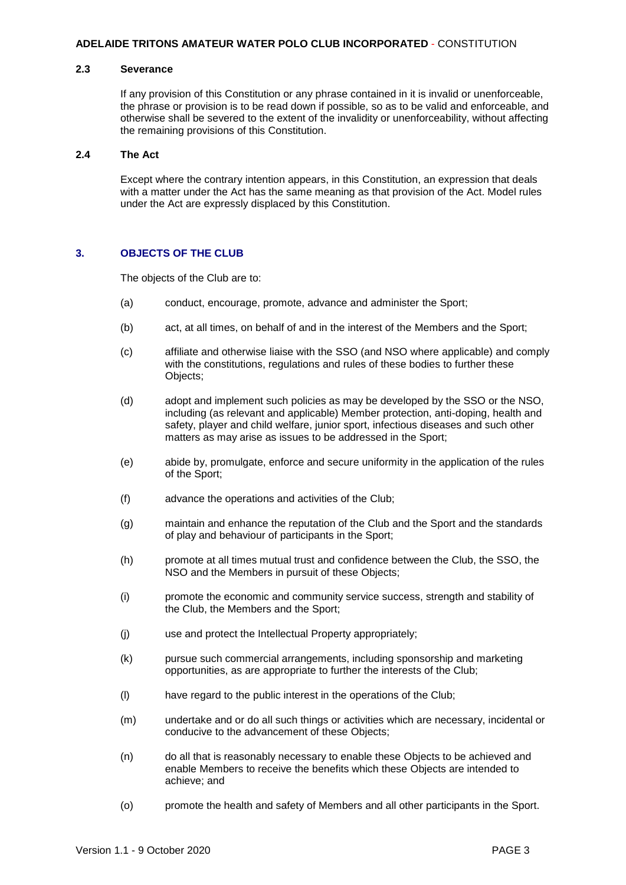### 2.3 Severance

If any provision of this Constitution or any phrase contained in it is invalid or unenforceable, the phrase or provision is to be read down if possible, so as to be valid and enforceable, and otherwise shall be severed to the extent of the invalidity or unenforceability, without affecting the remaining provisions of this Constitution.

### 2.4 The Act

Except where the contrary intention appears, in this Constitution, an expression that deals with a matter under the Act has the same meaning as that provision of the Act. Model rules under the Act are expressly displaced by this Constitution.

## 3. OBJECTS OF THE CLUB

The objects of the Club are to:

(a) conduct, encourage, promote, advance and administer the Sport;

(b) act, at all times, on behalf of and in the interest of the Members and the Sport;

(c) affiliate and otherwise liaise with the SSO (and NSO where applicable) and comply with the constitutions, regulations and rules of these bodies to further these Objects;

(d) adopt and implement such policies as may be developed by the SSO or the NSO, including (as relevant and applicable) Member protection, anti-doping, health and safety, player and child welfare, junior sport, infectious diseases and such other matters as may arise as issues to be addressed in the Sport;

(e) abide by, promulgate, enforce and secure uniformity in the application of the rules of the Sport;

(f) advance the operations and activities of the Club;

(g) maintain and enhance the reputation of the Club and the Sport and the standards of play and behaviour of participants in the Sport;

(h) promote at all times mutual trust and confidence between the Club, the SSO, the NSO and the Members in pursuit of these Objects;

(i) promote the economic and community service success, strength and stability of the Club, the Members and the Sport;

(j) use and protect the Intellectual Property appropriately;

(k) pursue such commercial arrangements, including sponsorship and marketing opportunities, as are appropriate to further the interests of the Club;

(l) have regard to the public interest in the operations of the Club;

(m) undertake and or do all such things or activities which are necessary, incidental or conducive to the advancement of these Objects;

(n) do all that is reasonably necessary to enable these Objects to be achieved and enable Members to receive the benefits which these Objects are intended to achieve; and

(o) promote the health and safety of Members and all other participants in the Sport.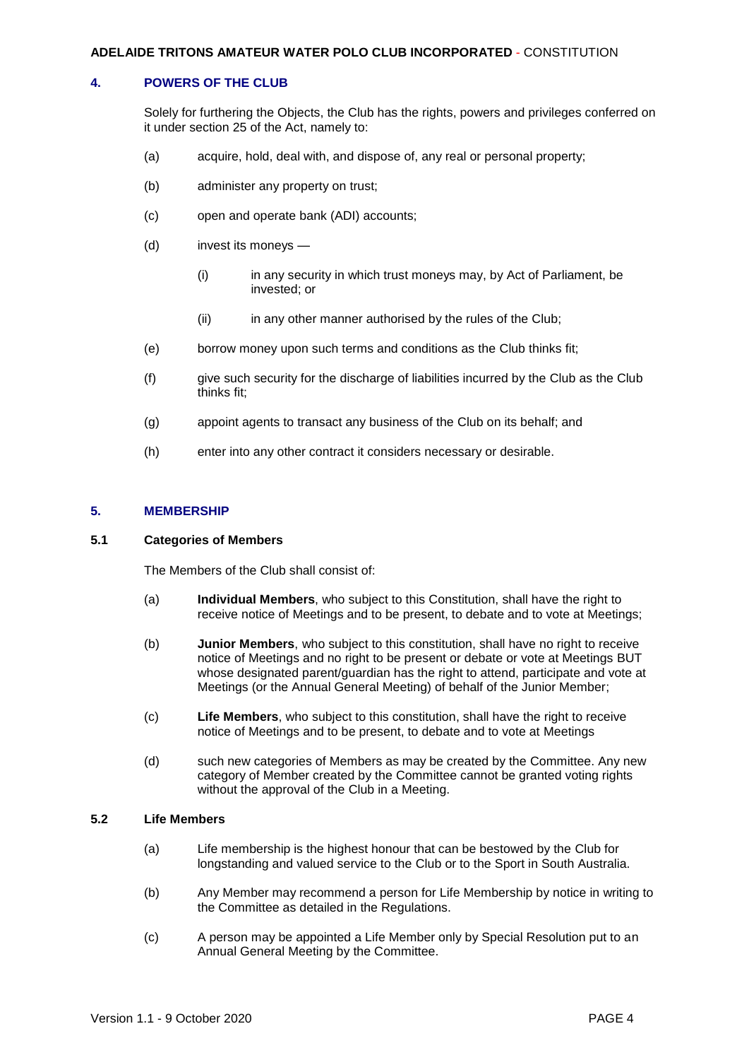## 4. POWERS OF THE CLUB

Solely for furthering the Objects, the Club has the rights, powers and privileges conferred on it under section 25 of the Act, namely to:

(a) acquire, hold, deal with, and dispose of, any real or personal property;

(b) administer any property on trust;

(c) open and operate bank (ADI) accounts;

(d) invest its moneys —

(i) in any security in which trust moneys may, by Act of Parliament, be invested; or

(ii) in any other manner authorised by the rules of the Club;

(e) borrow money upon such terms and conditions as the Club thinks fit;

(f) give such security for the discharge of liabilities incurred by the Club as the Club thinks fit;

(g) appoint agents to transact any business of the Club on its behalf; and

(h) enter into any other contract it considers necessary or desirable.

## 5. MEMBERSHIP

### 5.1 Categories of Members

The Members of the Club shall consist of:

(a) **Individual Members**, who subject to this Constitution, shall have the right to receive notice of Meetings and to be present, to debate and to vote at Meetings;

(b) **Junior Members**, who subject to this constitution, shall have no right to receive notice of Meetings and no right to be present or debate or vote at Meetings BUT whose designated parent/guardian has the right to attend, participate and vote at Meetings (or the Annual General Meeting) of behalf of the Junior Member;

(c) **Life Members**, who subject to this constitution, shall have the right to receive notice of Meetings and to be present, to debate and to vote at Meetings

(d) such new categories of Members as may be created by the Committee. Any new category of Member created by the Committee cannot be granted voting rights without the approval of the Club in a Meeting.

### 5.2 Life Members

(a) Life membership is the highest honour that can be bestowed by the Club for longstanding and valued service to the Club or to the Sport in South Australia.

(b) Any Member may recommend a person for Life Membership by notice in writing to the Committee as detailed in the Regulations.

(c) A person may be appointed a Life Member only by Special Resolution put to an Annual General Meeting by the Committee.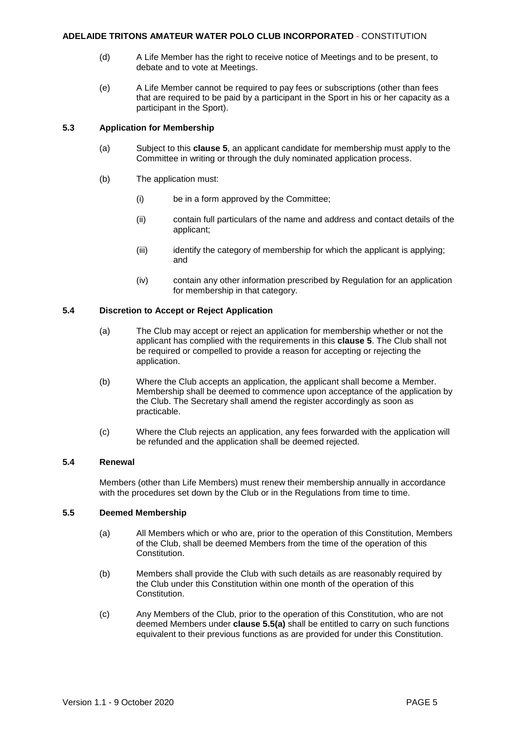(d) A Life Member has the right to receive notice of Meetings and to be present, to debate and to vote at Meetings.

(e) A Life Member cannot be required to pay fees or subscriptions (other than fees that are required to be paid by a participant in the Sport in his or her capacity as a participant in the Sport).

### 5.3 Application for Membership

(a) Subject to this **clause 5**, an applicant candidate for membership must apply to the Committee in writing or through the duly nominated application process.

(b) The application must:

(i) be in a form approved by the Committee;

(ii) contain full particulars of the name and address and contact details of the applicant;

(iii) identify the category of membership for which the applicant is applying; and

(iv) contain any other information prescribed by Regulation for an application for membership in that category.

### 5.4 Discretion to Accept or Reject Application

(a) The Club may accept or reject an application for membership whether or not the applicant has complied with the requirements in this **clause 5**. The Club shall not be required or compelled to provide a reason for accepting or rejecting the application.

(b) Where the Club accepts an application, the applicant shall become a Member. Membership shall be deemed to commence upon acceptance of the application by the Club. The Secretary shall amend the register accordingly as soon as practicable.

(c) Where the Club rejects an application, any fees forwarded with the application will be refunded and the application shall be deemed rejected.

### 5.4 Renewal

Members (other than Life Members) must renew their membership annually in accordance with the procedures set down by the Club or in the Regulations from time to time.

### 5.5 Deemed Membership

(a) All Members which or who are, prior to the operation of this Constitution, Members of the Club, shall be deemed Members from the time of the operation of this Constitution.

(b) Members shall provide the Club with such details as are reasonably required by the Club under this Constitution within one month of the operation of this Constitution.

(c) Any Members of the Club, prior to the operation of this Constitution, who are not deemed Members under **clause 5.5(a)** shall be entitled to carry on such functions equivalent to their previous functions as are provided for under this Constitution.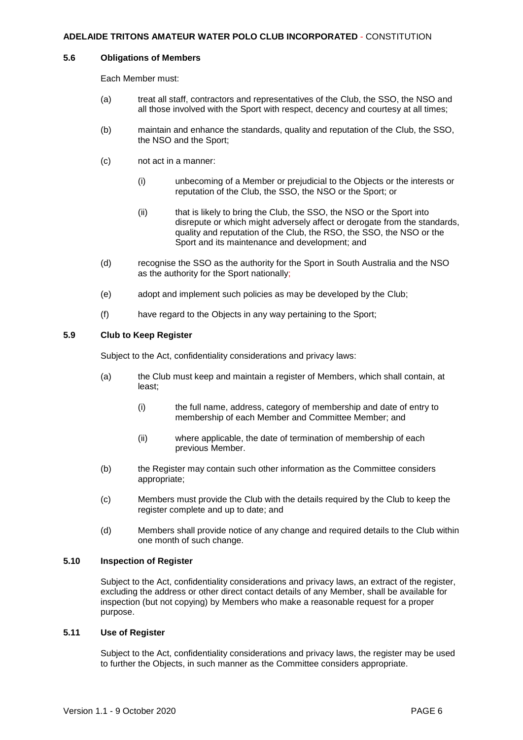### 5.6 Obligations of Members

Each Member must:

(a) treat all staff, contractors and representatives of the Club, the SSO, the NSO and all those involved with the Sport with respect, decency and courtesy at all times;

(b) maintain and enhance the standards, quality and reputation of the Club, the SSO, the NSO and the Sport;

(c) not act in a manner:

  (i) unbecoming of a Member or prejudicial to the Objects or the interests or reputation of the Club, the SSO, the NSO or the Sport; or

  (ii) that is likely to bring the Club, the SSO, the NSO or the Sport into disrepute or which might adversely affect or derogate from the standards, quality and reputation of the Club, the RSO, the SSO, the NSO or the Sport and its maintenance and development; and

(d) recognise the SSO as the authority for the Sport in South Australia and the NSO as the authority for the Sport nationally;

(e) adopt and implement such policies as may be developed by the Club;

(f) have regard to the Objects in any way pertaining to the Sport;

### 5.9 Club to Keep Register

Subject to the Act, confidentiality considerations and privacy laws:

(a) the Club must keep and maintain a register of Members, which shall contain, at least;

  (i) the full name, address, category of membership and date of entry to membership of each Member and Committee Member; and

  (ii) where applicable, the date of termination of membership of each previous Member.

(b) the Register may contain such other information as the Committee considers appropriate;

(c) Members must provide the Club with the details required by the Club to keep the register complete and up to date; and

(d) Members shall provide notice of any change and required details to the Club within one month of such change.

### 5.10 Inspection of Register

Subject to the Act, confidentiality considerations and privacy laws, an extract of the register, excluding the address or other direct contact details of any Member, shall be available for inspection (but not copying) by Members who make a reasonable request for a proper purpose.

### 5.11 Use of Register

Subject to the Act, confidentiality considerations and privacy laws, the register may be used to further the Objects, in such manner as the Committee considers appropriate.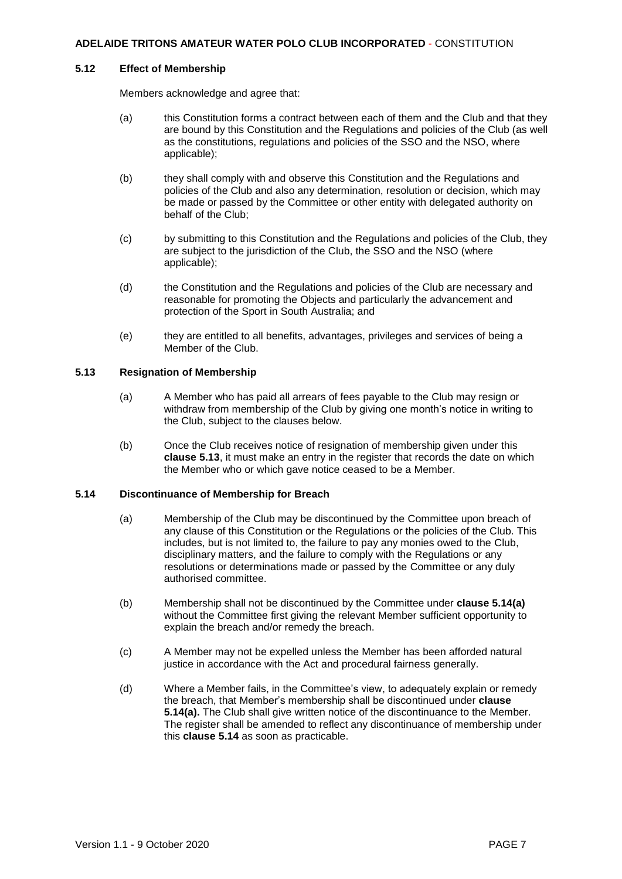### 5.12 Effect of Membership

Members acknowledge and agree that:

(a) this Constitution forms a contract between each of them and the Club and that they are bound by this Constitution and the Regulations and policies of the Club (as well as the constitutions, regulations and policies of the SSO and the NSO, where applicable);

(b) they shall comply with and observe this Constitution and the Regulations and policies of the Club and also any determination, resolution or decision, which may be made or passed by the Committee or other entity with delegated authority on behalf of the Club;

(c) by submitting to this Constitution and the Regulations and policies of the Club, they are subject to the jurisdiction of the Club, the SSO and the NSO (where applicable);

(d) the Constitution and the Regulations and policies of the Club are necessary and reasonable for promoting the Objects and particularly the advancement and protection of the Sport in South Australia; and

(e) they are entitled to all benefits, advantages, privileges and services of being a Member of the Club.

### 5.13 Resignation of Membership

(a) A Member who has paid all arrears of fees payable to the Club may resign or withdraw from membership of the Club by giving one month's notice in writing to the Club, subject to the clauses below.

(b) Once the Club receives notice of resignation of membership given under this **clause 5.13**, it must make an entry in the register that records the date on which the Member who or which gave notice ceased to be a Member.

### 5.14 Discontinuance of Membership for Breach

(a) Membership of the Club may be discontinued by the Committee upon breach of any clause of this Constitution or the Regulations or the policies of the Club. This includes, but is not limited to, the failure to pay any monies owed to the Club, disciplinary matters, and the failure to comply with the Regulations or any resolutions or determinations made or passed by the Committee or any duly authorised committee.

(b) Membership shall not be discontinued by the Committee under **clause 5.14(a)** without the Committee first giving the relevant Member sufficient opportunity to explain the breach and/or remedy the breach.

(c) A Member may not be expelled unless the Member has been afforded natural justice in accordance with the Act and procedural fairness generally.

(d) Where a Member fails, in the Committee's view, to adequately explain or remedy the breach, that Member's membership shall be discontinued under **clause 5.14(a).** The Club shall give written notice of the discontinuance to the Member. The register shall be amended to reflect any discontinuance of membership under this **clause 5.14** as soon as practicable.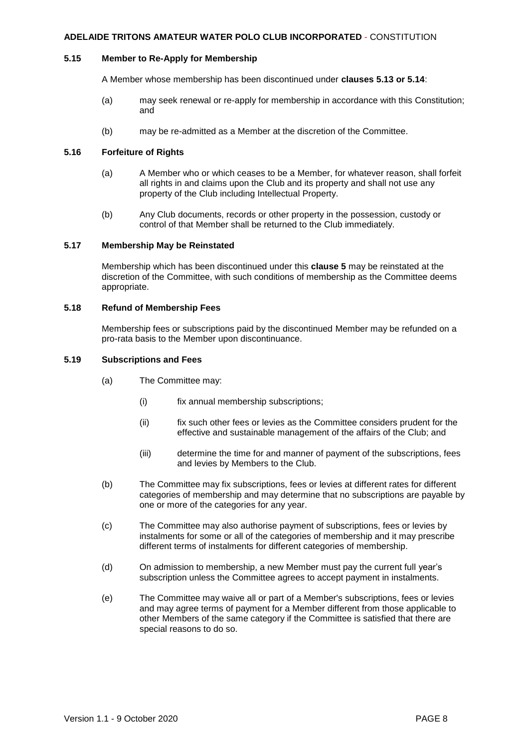### 5.15 Member to Re-Apply for Membership

A Member whose membership has been discontinued under **clauses 5.13 or 5.14**:

(a) may seek renewal or re-apply for membership in accordance with this Constitution; and

(b) may be re-admitted as a Member at the discretion of the Committee.

### 5.16 Forfeiture of Rights

(a) A Member who or which ceases to be a Member, for whatever reason, shall forfeit all rights in and claims upon the Club and its property and shall not use any property of the Club including Intellectual Property.

(b) Any Club documents, records or other property in the possession, custody or control of that Member shall be returned to the Club immediately.

### 5.17 Membership May be Reinstated

Membership which has been discontinued under this **clause 5** may be reinstated at the discretion of the Committee, with such conditions of membership as the Committee deems appropriate.

### 5.18 Refund of Membership Fees

Membership fees or subscriptions paid by the discontinued Member may be refunded on a pro-rata basis to the Member upon discontinuance.

### 5.19 Subscriptions and Fees

(a) The Committee may:

  (i) fix annual membership subscriptions;

  (ii) fix such other fees or levies as the Committee considers prudent for the effective and sustainable management of the affairs of the Club; and

  (iii) determine the time for and manner of payment of the subscriptions, fees and levies by Members to the Club.

(b) The Committee may fix subscriptions, fees or levies at different rates for different categories of membership and may determine that no subscriptions are payable by one or more of the categories for any year.

(c) The Committee may also authorise payment of subscriptions, fees or levies by instalments for some or all of the categories of membership and it may prescribe different terms of instalments for different categories of membership.

(d) On admission to membership, a new Member must pay the current full year's subscription unless the Committee agrees to accept payment in instalments.

(e) The Committee may waive all or part of a Member's subscriptions, fees or levies and may agree terms of payment for a Member different from those applicable to other Members of the same category if the Committee is satisfied that there are special reasons to do so.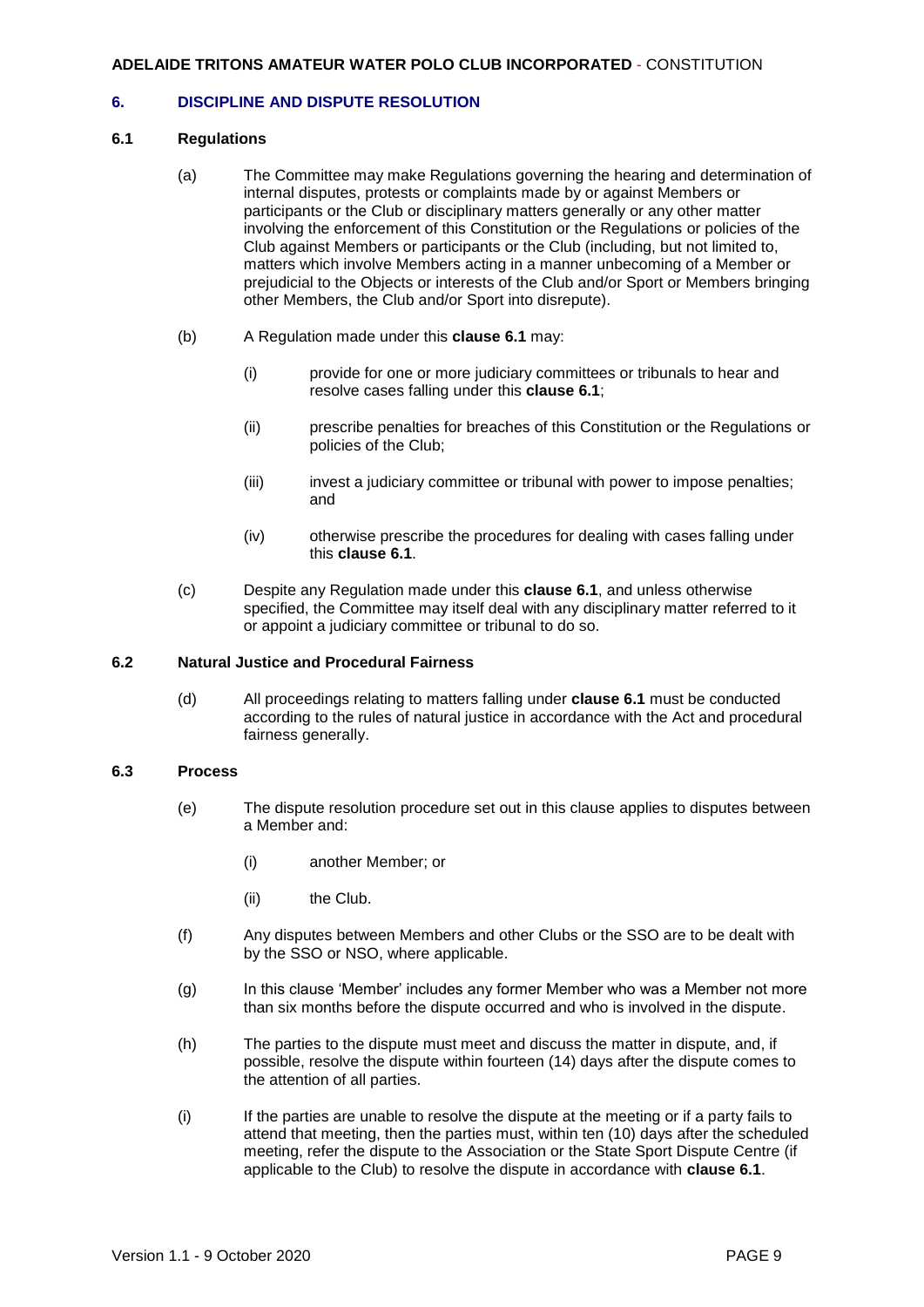## 6. DISCIPLINE AND DISPUTE RESOLUTION

### 6.1 Regulations

(a) The Committee may make Regulations governing the hearing and determination of internal disputes, protests or complaints made by or against Members or participants or the Club or disciplinary matters generally or any other matter involving the enforcement of this Constitution or the Regulations or policies of the Club against Members or participants or the Club (including, but not limited to, matters which involve Members acting in a manner unbecoming of a Member or prejudicial to the Objects or interests of the Club and/or Sport or Members bringing other Members, the Club and/or Sport into disrepute).

(b) A Regulation made under this **clause 6.1** may:

(i) provide for one or more judiciary committees or tribunals to hear and resolve cases falling under this **clause 6.1**;

(ii) prescribe penalties for breaches of this Constitution or the Regulations or policies of the Club;

(iii) invest a judiciary committee or tribunal with power to impose penalties; and

(iv) otherwise prescribe the procedures for dealing with cases falling under this **clause 6.1**.

(c) Despite any Regulation made under this **clause 6.1**, and unless otherwise specified, the Committee may itself deal with any disciplinary matter referred to it or appoint a judiciary committee or tribunal to do so.

### 6.2 Natural Justice and Procedural Fairness

(d) All proceedings relating to matters falling under **clause 6.1** must be conducted according to the rules of natural justice in accordance with the Act and procedural fairness generally.

### 6.3 Process

(e) The dispute resolution procedure set out in this clause applies to disputes between a Member and:

(i) another Member; or

(ii) the Club.

(f) Any disputes between Members and other Clubs or the SSO are to be dealt with by the SSO or NSO, where applicable.

(g) In this clause 'Member' includes any former Member who was a Member not more than six months before the dispute occurred and who is involved in the dispute.

(h) The parties to the dispute must meet and discuss the matter in dispute, and, if possible, resolve the dispute within fourteen (14) days after the dispute comes to the attention of all parties.

(i) If the parties are unable to resolve the dispute at the meeting or if a party fails to attend that meeting, then the parties must, within ten (10) days after the scheduled meeting, refer the dispute to the Association or the State Sport Dispute Centre (if applicable to the Club) to resolve the dispute in accordance with **clause 6.1**.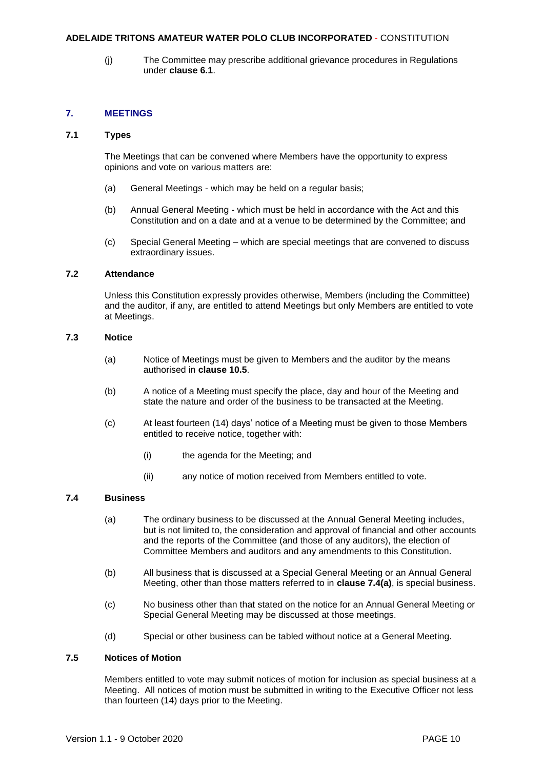(j) The Committee may prescribe additional grievance procedures in Regulations under **clause 6.1**.

## 7. MEETINGS

### 7.1 Types

The Meetings that can be convened where Members have the opportunity to express opinions and vote on various matters are:

(a) General Meetings - which may be held on a regular basis;

(b) Annual General Meeting - which must be held in accordance with the Act and this Constitution and on a date and at a venue to be determined by the Committee; and

(c) Special General Meeting – which are special meetings that are convened to discuss extraordinary issues.

### 7.2 Attendance

Unless this Constitution expressly provides otherwise, Members (including the Committee) and the auditor, if any, are entitled to attend Meetings but only Members are entitled to vote at Meetings.

### 7.3 Notice

(a) Notice of Meetings must be given to Members and the auditor by the means authorised in **clause 10.5**.

(b) A notice of a Meeting must specify the place, day and hour of the Meeting and state the nature and order of the business to be transacted at the Meeting.

(c) At least fourteen (14) days' notice of a Meeting must be given to those Members entitled to receive notice, together with:

   (i) the agenda for the Meeting; and

   (ii) any notice of motion received from Members entitled to vote.

### 7.4 Business

(a) The ordinary business to be discussed at the Annual General Meeting includes, but is not limited to, the consideration and approval of financial and other accounts and the reports of the Committee (and those of any auditors), the election of Committee Members and auditors and any amendments to this Constitution.

(b) All business that is discussed at a Special General Meeting or an Annual General Meeting, other than those matters referred to in **clause 7.4(a)**, is special business.

(c) No business other than that stated on the notice for an Annual General Meeting or Special General Meeting may be discussed at those meetings.

(d) Special or other business can be tabled without notice at a General Meeting.

### 7.5 Notices of Motion

Members entitled to vote may submit notices of motion for inclusion as special business at a Meeting. All notices of motion must be submitted in writing to the Executive Officer not less than fourteen (14) days prior to the Meeting.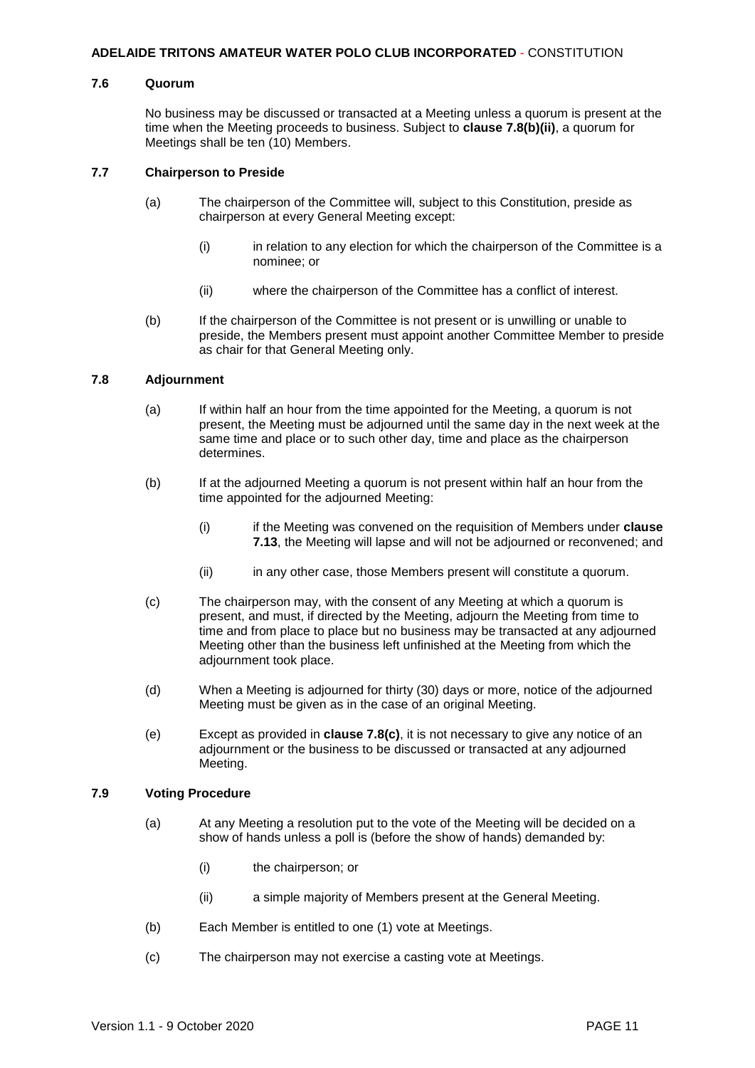### 7.6 Quorum

No business may be discussed or transacted at a Meeting unless a quorum is present at the time when the Meeting proceeds to business. Subject to **clause 7.8(b)(ii)**, a quorum for Meetings shall be ten (10) Members.

### 7.7 Chairperson to Preside

(a) The chairperson of the Committee will, subject to this Constitution, preside as chairperson at every General Meeting except:

(i) in relation to any election for which the chairperson of the Committee is a nominee; or

(ii) where the chairperson of the Committee has a conflict of interest.

(b) If the chairperson of the Committee is not present or is unwilling or unable to preside, the Members present must appoint another Committee Member to preside as chair for that General Meeting only.

### 7.8 Adjournment

(a) If within half an hour from the time appointed for the Meeting, a quorum is not present, the Meeting must be adjourned until the same day in the next week at the same time and place or to such other day, time and place as the chairperson determines.

(b) If at the adjourned Meeting a quorum is not present within half an hour from the time appointed for the adjourned Meeting:

(i) if the Meeting was convened on the requisition of Members under **clause 7.13**, the Meeting will lapse and will not be adjourned or reconvened; and

(ii) in any other case, those Members present will constitute a quorum.

(c) The chairperson may, with the consent of any Meeting at which a quorum is present, and must, if directed by the Meeting, adjourn the Meeting from time to time and from place to place but no business may be transacted at any adjourned Meeting other than the business left unfinished at the Meeting from which the adjournment took place.

(d) When a Meeting is adjourned for thirty (30) days or more, notice of the adjourned Meeting must be given as in the case of an original Meeting.

(e) Except as provided in **clause 7.8(c)**, it is not necessary to give any notice of an adjournment or the business to be discussed or transacted at any adjourned Meeting.

### 7.9 Voting Procedure

(a) At any Meeting a resolution put to the vote of the Meeting will be decided on a show of hands unless a poll is (before the show of hands) demanded by:

(i) the chairperson; or

(ii) a simple majority of Members present at the General Meeting.

(b) Each Member is entitled to one (1) vote at Meetings.

(c) The chairperson may not exercise a casting vote at Meetings.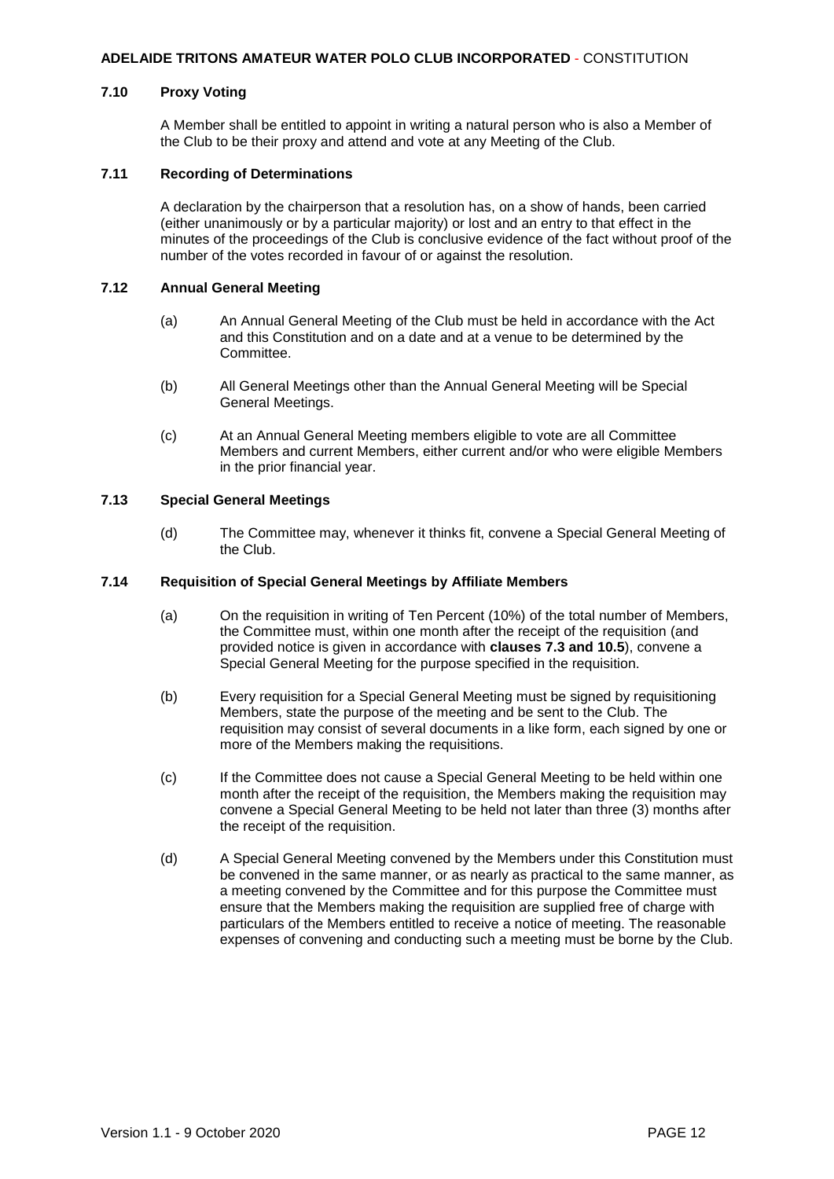### 7.10 Proxy Voting

A Member shall be entitled to appoint in writing a natural person who is also a Member of the Club to be their proxy and attend and vote at any Meeting of the Club.

### 7.11 Recording of Determinations

A declaration by the chairperson that a resolution has, on a show of hands, been carried (either unanimously or by a particular majority) or lost and an entry to that effect in the minutes of the proceedings of the Club is conclusive evidence of the fact without proof of the number of the votes recorded in favour of or against the resolution.

### 7.12 Annual General Meeting

(a) An Annual General Meeting of the Club must be held in accordance with the Act and this Constitution and on a date and at a venue to be determined by the Committee.

(b) All General Meetings other than the Annual General Meeting will be Special General Meetings.

(c) At an Annual General Meeting members eligible to vote are all Committee Members and current Members, either current and/or who were eligible Members in the prior financial year.

### 7.13 Special General Meetings

(d) The Committee may, whenever it thinks fit, convene a Special General Meeting of the Club.

### 7.14 Requisition of Special General Meetings by Affiliate Members

(a) On the requisition in writing of Ten Percent (10%) of the total number of Members, the Committee must, within one month after the receipt of the requisition (and provided notice is given in accordance with **clauses 7.3 and 10.5**), convene a Special General Meeting for the purpose specified in the requisition.

(b) Every requisition for a Special General Meeting must be signed by requisitioning Members, state the purpose of the meeting and be sent to the Club. The requisition may consist of several documents in a like form, each signed by one or more of the Members making the requisitions.

(c) If the Committee does not cause a Special General Meeting to be held within one month after the receipt of the requisition, the Members making the requisition may convene a Special General Meeting to be held not later than three (3) months after the receipt of the requisition.

(d) A Special General Meeting convened by the Members under this Constitution must be convened in the same manner, or as nearly as practical to the same manner, as a meeting convened by the Committee and for this purpose the Committee must ensure that the Members making the requisition are supplied free of charge with particulars of the Members entitled to receive a notice of meeting. The reasonable expenses of convening and conducting such a meeting must be borne by the Club.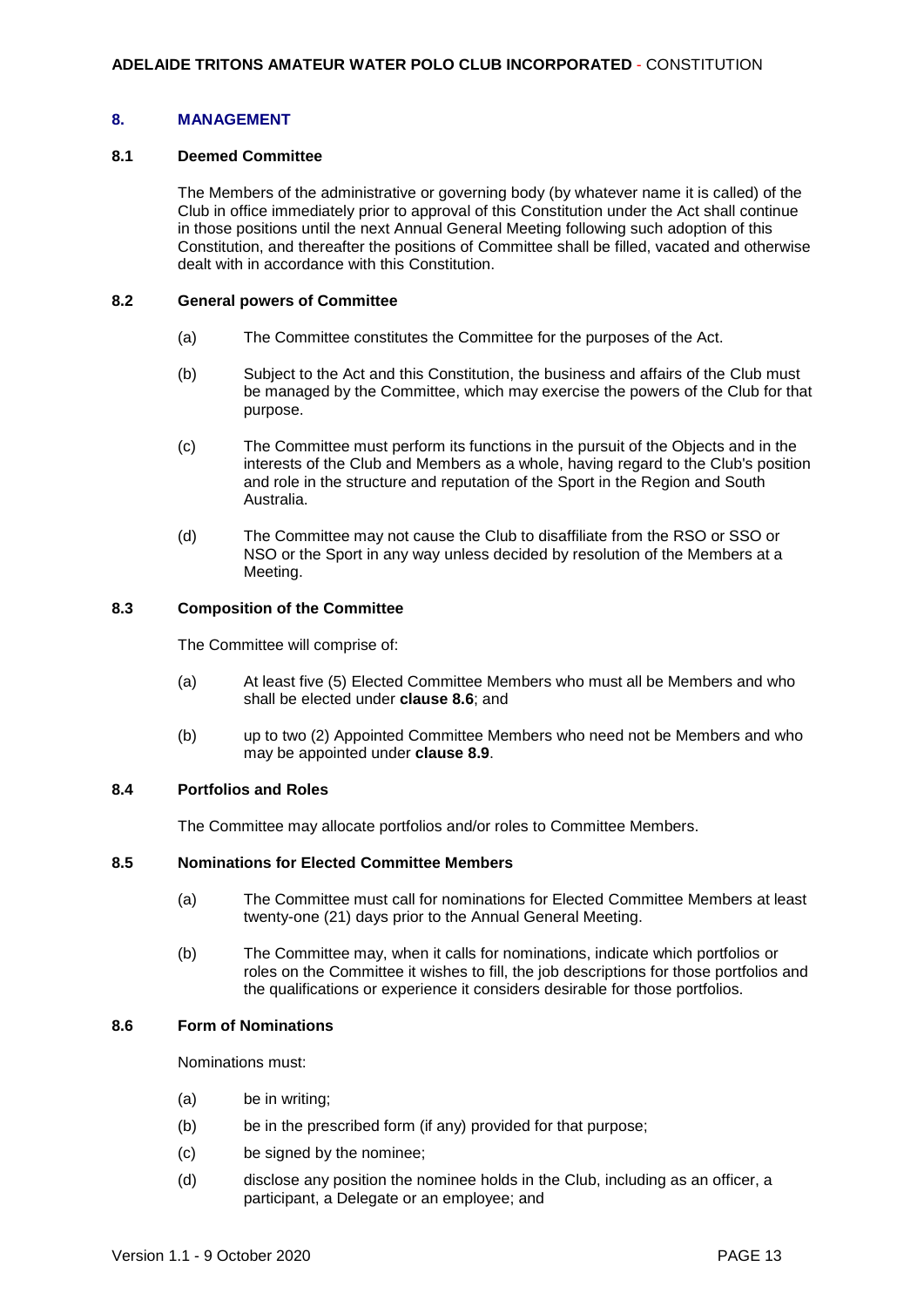## 8. MANAGEMENT

### 8.1 Deemed Committee

The Members of the administrative or governing body (by whatever name it is called) of the Club in office immediately prior to approval of this Constitution under the Act shall continue in those positions until the next Annual General Meeting following such adoption of this Constitution, and thereafter the positions of Committee shall be filled, vacated and otherwise dealt with in accordance with this Constitution.

### 8.2 General powers of Committee

(a) The Committee constitutes the Committee for the purposes of the Act.

(b) Subject to the Act and this Constitution, the business and affairs of the Club must be managed by the Committee, which may exercise the powers of the Club for that purpose.

(c) The Committee must perform its functions in the pursuit of the Objects and in the interests of the Club and Members as a whole, having regard to the Club's position and role in the structure and reputation of the Sport in the Region and South Australia.

(d) The Committee may not cause the Club to disaffiliate from the RSO or SSO or NSO or the Sport in any way unless decided by resolution of the Members at a Meeting.

### 8.3 Composition of the Committee

The Committee will comprise of:

(a) At least five (5) Elected Committee Members who must all be Members and who shall be elected under **clause 8.6**; and

(b) up to two (2) Appointed Committee Members who need not be Members and who may be appointed under **clause 8.9**.

### 8.4 Portfolios and Roles

The Committee may allocate portfolios and/or roles to Committee Members.

### 8.5 Nominations for Elected Committee Members

(a) The Committee must call for nominations for Elected Committee Members at least twenty-one (21) days prior to the Annual General Meeting.

(b) The Committee may, when it calls for nominations, indicate which portfolios or roles on the Committee it wishes to fill, the job descriptions for those portfolios and the qualifications or experience it considers desirable for those portfolios.

### 8.6 Form of Nominations

Nominations must:

(a) be in writing;

(b) be in the prescribed form (if any) provided for that purpose;

(c) be signed by the nominee;

(d) disclose any position the nominee holds in the Club, including as an officer, a participant, a Delegate or an employee; and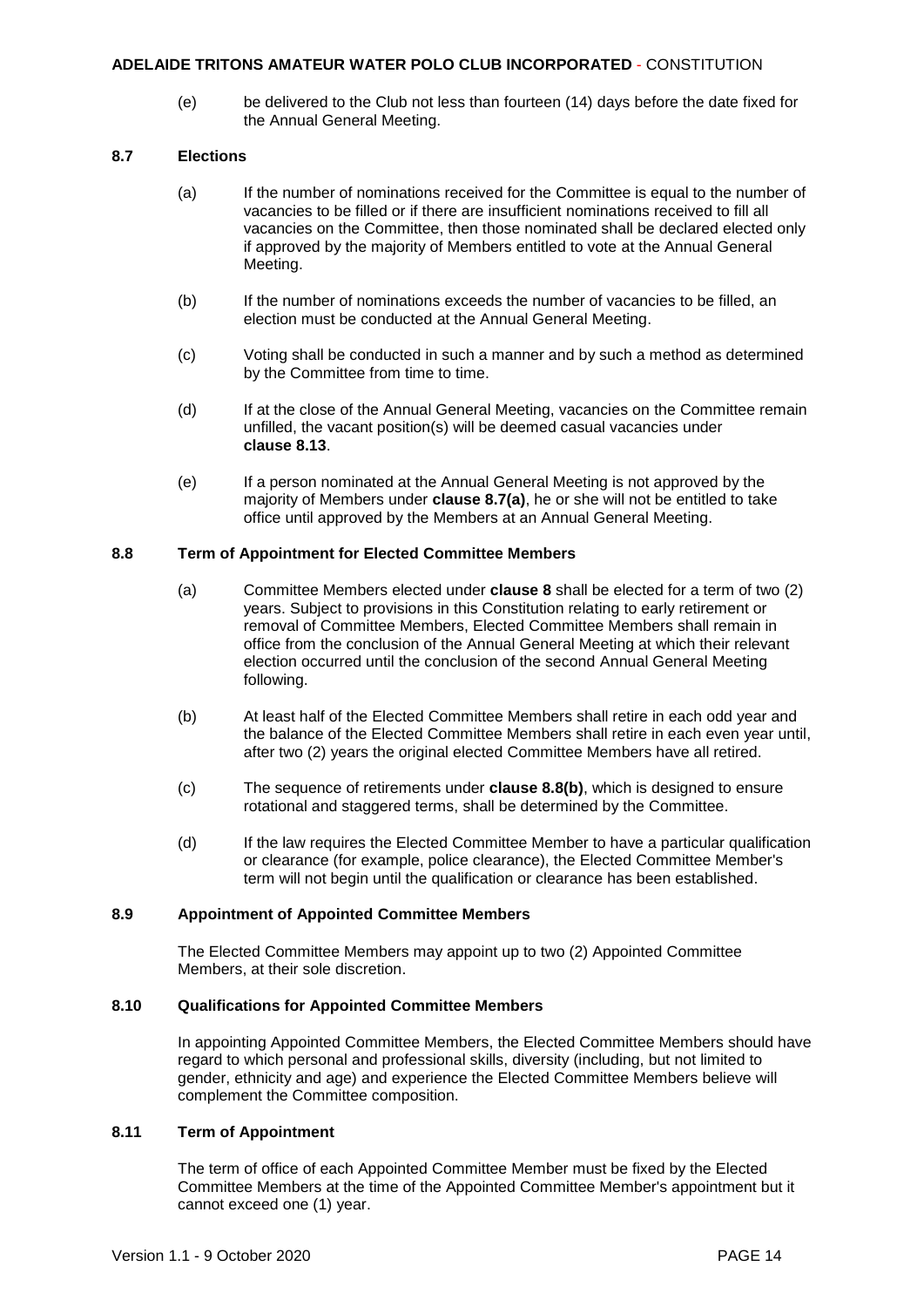(e) be delivered to the Club not less than fourteen (14) days before the date fixed for the Annual General Meeting.

### 8.7 Elections

(a) If the number of nominations received for the Committee is equal to the number of vacancies to be filled or if there are insufficient nominations received to fill all vacancies on the Committee, then those nominated shall be declared elected only if approved by the majority of Members entitled to vote at the Annual General Meeting.

(b) If the number of nominations exceeds the number of vacancies to be filled, an election must be conducted at the Annual General Meeting.

(c) Voting shall be conducted in such a manner and by such a method as determined by the Committee from time to time.

(d) If at the close of the Annual General Meeting, vacancies on the Committee remain unfilled, the vacant position(s) will be deemed casual vacancies under **clause 8.13**.

(e) If a person nominated at the Annual General Meeting is not approved by the majority of Members under **clause 8.7(a)**, he or she will not be entitled to take office until approved by the Members at an Annual General Meeting.

### 8.8 Term of Appointment for Elected Committee Members

(a) Committee Members elected under **clause 8** shall be elected for a term of two (2) years. Subject to provisions in this Constitution relating to early retirement or removal of Committee Members, Elected Committee Members shall remain in office from the conclusion of the Annual General Meeting at which their relevant election occurred until the conclusion of the second Annual General Meeting following.

(b) At least half of the Elected Committee Members shall retire in each odd year and the balance of the Elected Committee Members shall retire in each even year until, after two (2) years the original elected Committee Members have all retired.

(c) The sequence of retirements under **clause 8.8(b)**, which is designed to ensure rotational and staggered terms, shall be determined by the Committee.

(d) If the law requires the Elected Committee Member to have a particular qualification or clearance (for example, police clearance), the Elected Committee Member's term will not begin until the qualification or clearance has been established.

### 8.9 Appointment of Appointed Committee Members

The Elected Committee Members may appoint up to two (2) Appointed Committee Members, at their sole discretion.

### 8.10 Qualifications for Appointed Committee Members

In appointing Appointed Committee Members, the Elected Committee Members should have regard to which personal and professional skills, diversity (including, but not limited to gender, ethnicity and age) and experience the Elected Committee Members believe will complement the Committee composition.

### 8.11 Term of Appointment

The term of office of each Appointed Committee Member must be fixed by the Elected Committee Members at the time of the Appointed Committee Member's appointment but it cannot exceed one (1) year.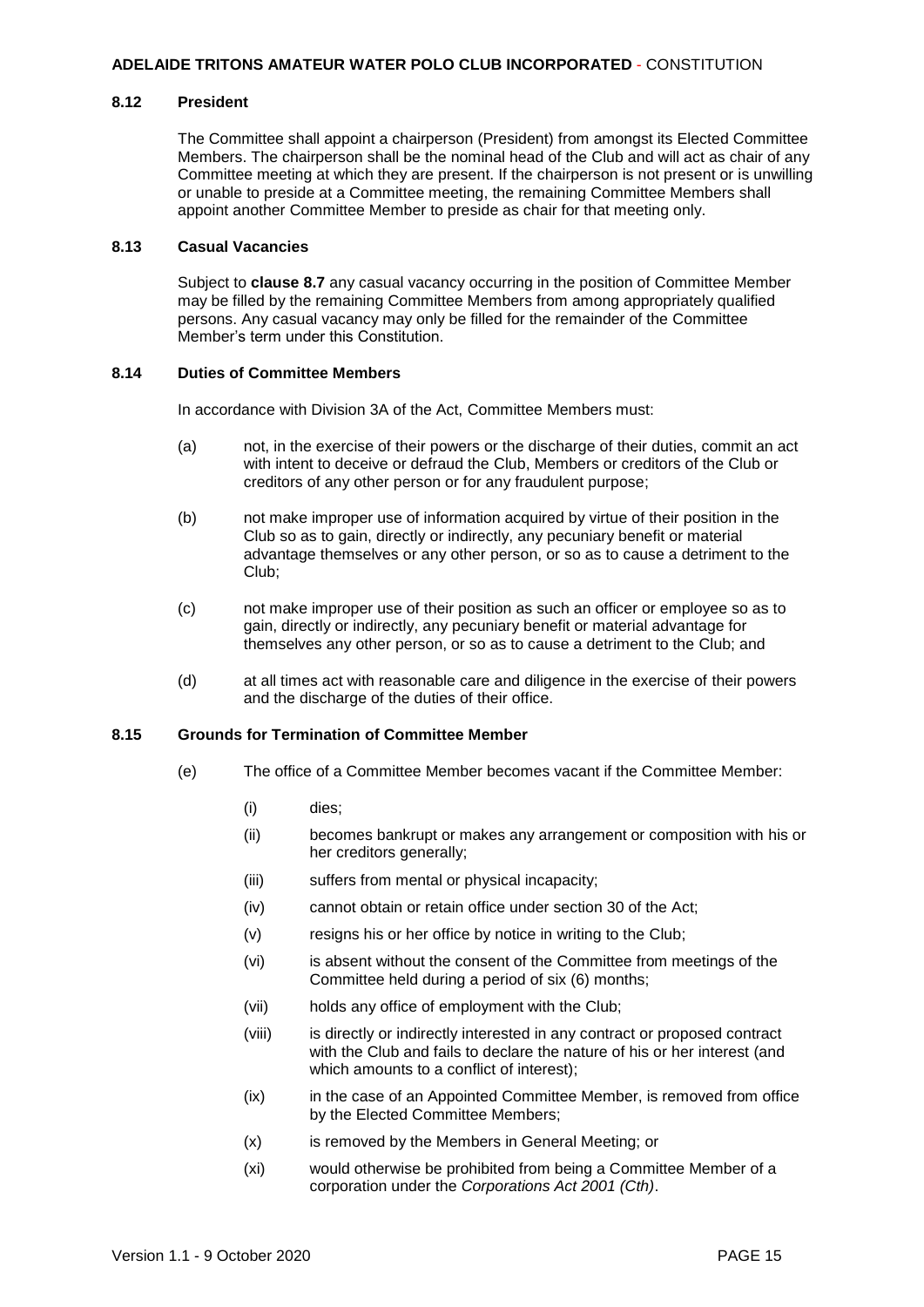### 8.12 President

The Committee shall appoint a chairperson (President) from amongst its Elected Committee Members. The chairperson shall be the nominal head of the Club and will act as chair of any Committee meeting at which they are present. If the chairperson is not present or is unwilling or unable to preside at a Committee meeting, the remaining Committee Members shall appoint another Committee Member to preside as chair for that meeting only.

### 8.13 Casual Vacancies

Subject to **clause 8.7** any casual vacancy occurring in the position of Committee Member may be filled by the remaining Committee Members from among appropriately qualified persons. Any casual vacancy may only be filled for the remainder of the Committee Member's term under this Constitution.

### 8.14 Duties of Committee Members

In accordance with Division 3A of the Act, Committee Members must:

(a) not, in the exercise of their powers or the discharge of their duties, commit an act with intent to deceive or defraud the Club, Members or creditors of the Club or creditors of any other person or for any fraudulent purpose;

(b) not make improper use of information acquired by virtue of their position in the Club so as to gain, directly or indirectly, any pecuniary benefit or material advantage themselves or any other person, or so as to cause a detriment to the Club;

(c) not make improper use of their position as such an officer or employee so as to gain, directly or indirectly, any pecuniary benefit or material advantage for themselves any other person, or so as to cause a detriment to the Club; and

(d) at all times act with reasonable care and diligence in the exercise of their powers and the discharge of the duties of their office.

### 8.15 Grounds for Termination of Committee Member

(e) The office of a Committee Member becomes vacant if the Committee Member:

(i) dies;

(ii) becomes bankrupt or makes any arrangement or composition with his or her creditors generally;

(iii) suffers from mental or physical incapacity;

(iv) cannot obtain or retain office under section 30 of the Act;

(v) resigns his or her office by notice in writing to the Club;

(vi) is absent without the consent of the Committee from meetings of the Committee held during a period of six (6) months;

(vii) holds any office of employment with the Club;

(viii) is directly or indirectly interested in any contract or proposed contract with the Club and fails to declare the nature of his or her interest (and which amounts to a conflict of interest);

(ix) in the case of an Appointed Committee Member, is removed from office by the Elected Committee Members;

(x) is removed by the Members in General Meeting; or

(xi) would otherwise be prohibited from being a Committee Member of a corporation under the *Corporations Act 2001 (Cth)*.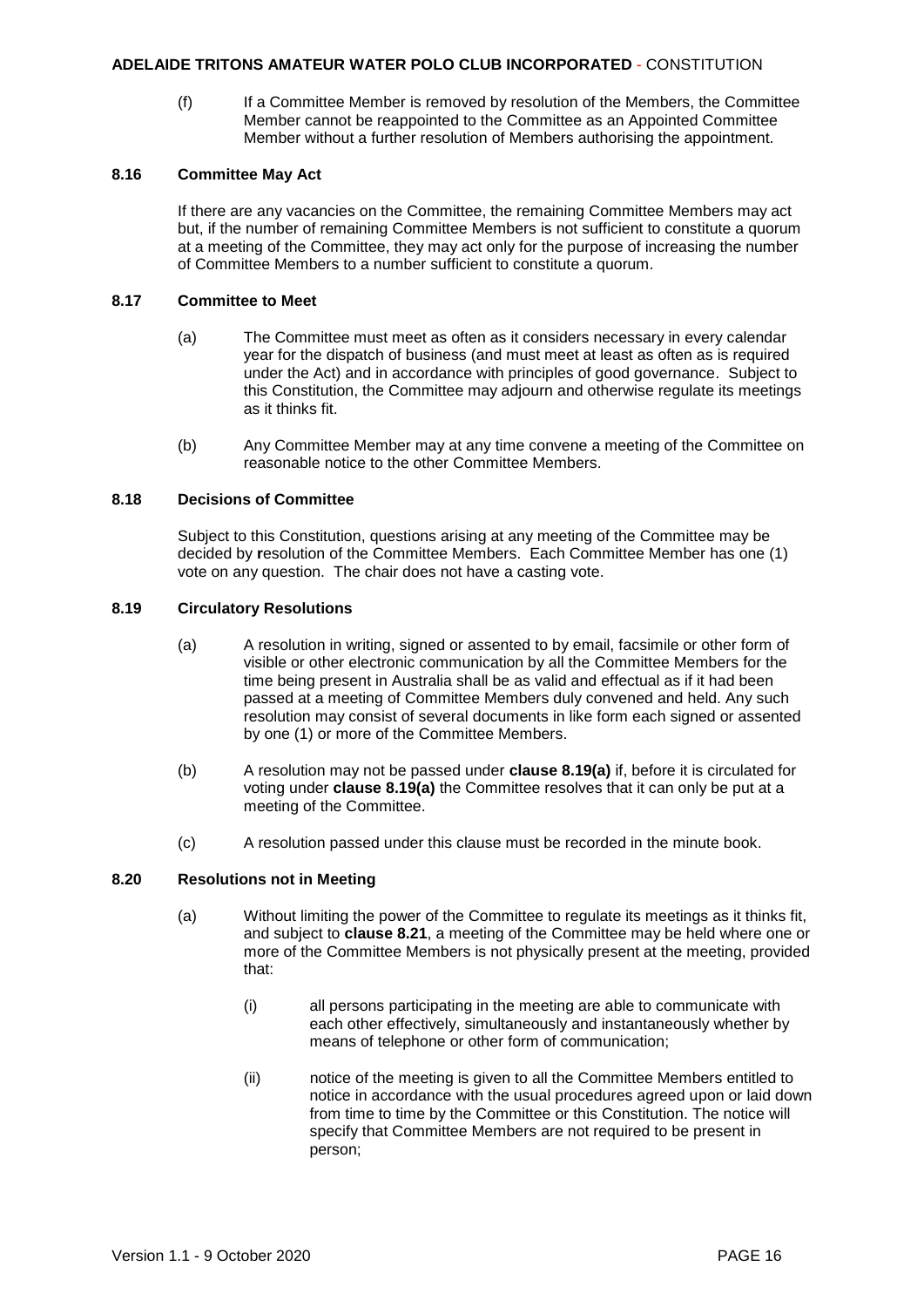(f) If a Committee Member is removed by resolution of the Members, the Committee Member cannot be reappointed to the Committee as an Appointed Committee Member without a further resolution of Members authorising the appointment.

### 8.16 Committee May Act

If there are any vacancies on the Committee, the remaining Committee Members may act but, if the number of remaining Committee Members is not sufficient to constitute a quorum at a meeting of the Committee, they may act only for the purpose of increasing the number of Committee Members to a number sufficient to constitute a quorum.

### 8.17 Committee to Meet

(a) The Committee must meet as often as it considers necessary in every calendar year for the dispatch of business (and must meet at least as often as is required under the Act) and in accordance with principles of good governance. Subject to this Constitution, the Committee may adjourn and otherwise regulate its meetings as it thinks fit.

(b) Any Committee Member may at any time convene a meeting of the Committee on reasonable notice to the other Committee Members.

### 8.18 Decisions of Committee

Subject to this Constitution, questions arising at any meeting of the Committee may be decided by resolution of the Committee Members. Each Committee Member has one (1) vote on any question. The chair does not have a casting vote.

### 8.19 Circulatory Resolutions

(a) A resolution in writing, signed or assented to by email, facsimile or other form of visible or other electronic communication by all the Committee Members for the time being present in Australia shall be as valid and effectual as if it had been passed at a meeting of Committee Members duly convened and held. Any such resolution may consist of several documents in like form each signed or assented by one (1) or more of the Committee Members.

(b) A resolution may not be passed under **clause 8.19(a)** if, before it is circulated for voting under **clause 8.19(a)** the Committee resolves that it can only be put at a meeting of the Committee.

(c) A resolution passed under this clause must be recorded in the minute book.

### 8.20 Resolutions not in Meeting

(a) Without limiting the power of the Committee to regulate its meetings as it thinks fit, and subject to **clause 8.21**, a meeting of the Committee may be held where one or more of the Committee Members is not physically present at the meeting, provided that:

   (i) all persons participating in the meeting are able to communicate with each other effectively, simultaneously and instantaneously whether by means of telephone or other form of communication;

   (ii) notice of the meeting is given to all the Committee Members entitled to notice in accordance with the usual procedures agreed upon or laid down from time to time by the Committee or this Constitution. The notice will specify that Committee Members are not required to be present in person;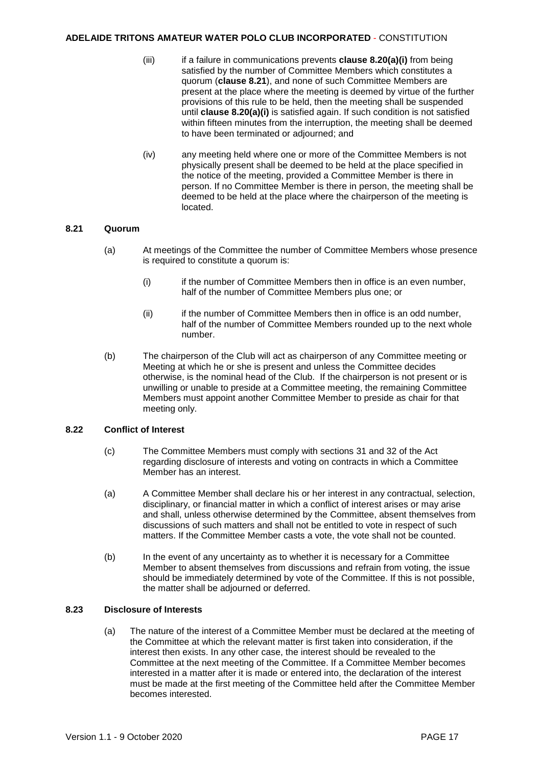(iii) if a failure in communications prevents **clause 8.20(a)(i)** from being satisfied by the number of Committee Members which constitutes a quorum (**clause 8.21**), and none of such Committee Members are present at the place where the meeting is deemed by virtue of the further provisions of this rule to be held, then the meeting shall be suspended until **clause 8.20(a)(i)** is satisfied again. If such condition is not satisfied within fifteen minutes from the interruption, the meeting shall be deemed to have been terminated or adjourned; and

(iv) any meeting held where one or more of the Committee Members is not physically present shall be deemed to be held at the place specified in the notice of the meeting, provided a Committee Member is there in person. If no Committee Member is there in person, the meeting shall be deemed to be held at the place where the chairperson of the meeting is located.

### 8.21 Quorum

(a) At meetings of the Committee the number of Committee Members whose presence is required to constitute a quorum is:

(i) if the number of Committee Members then in office is an even number, half of the number of Committee Members plus one; or

(ii) if the number of Committee Members then in office is an odd number, half of the number of Committee Members rounded up to the next whole number.

(b) The chairperson of the Club will act as chairperson of any Committee meeting or Meeting at which he or she is present and unless the Committee decides otherwise, is the nominal head of the Club. If the chairperson is not present or is unwilling or unable to preside at a Committee meeting, the remaining Committee Members must appoint another Committee Member to preside as chair for that meeting only.

### 8.22 Conflict of Interest

(c) The Committee Members must comply with sections 31 and 32 of the Act regarding disclosure of interests and voting on contracts in which a Committee Member has an interest.

(a) A Committee Member shall declare his or her interest in any contractual, selection, disciplinary, or financial matter in which a conflict of interest arises or may arise and shall, unless otherwise determined by the Committee, absent themselves from discussions of such matters and shall not be entitled to vote in respect of such matters. If the Committee Member casts a vote, the vote shall not be counted.

(b) In the event of any uncertainty as to whether it is necessary for a Committee Member to absent themselves from discussions and refrain from voting, the issue should be immediately determined by vote of the Committee. If this is not possible, the matter shall be adjourned or deferred.

### 8.23 Disclosure of Interests

(a) The nature of the interest of a Committee Member must be declared at the meeting of the Committee at which the relevant matter is first taken into consideration, if the interest then exists. In any other case, the interest should be revealed to the Committee at the next meeting of the Committee. If a Committee Member becomes interested in a matter after it is made or entered into, the declaration of the interest must be made at the first meeting of the Committee held after the Committee Member becomes interested.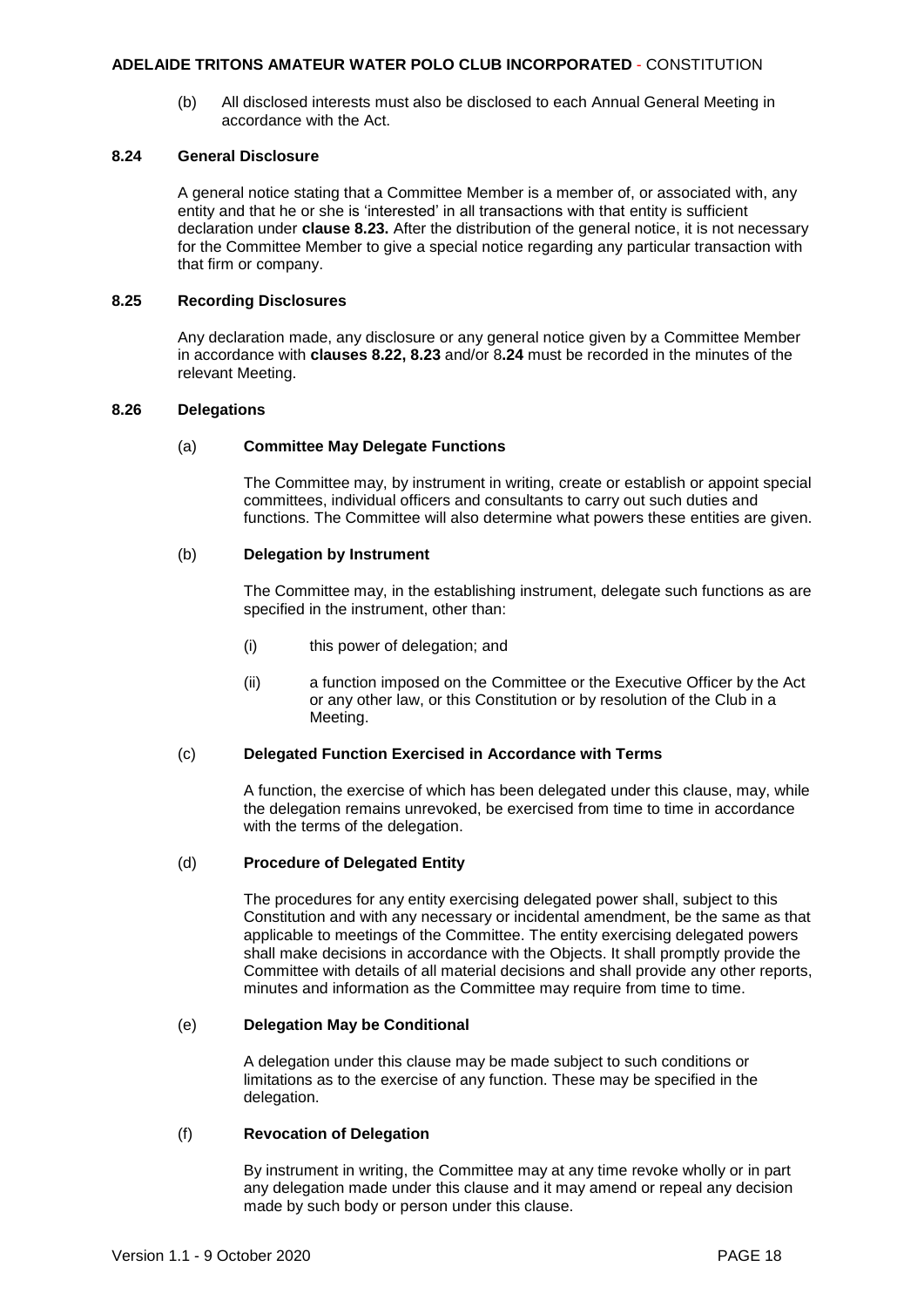(b) All disclosed interests must also be disclosed to each Annual General Meeting in accordance with the Act.

### 8.24 General Disclosure

A general notice stating that a Committee Member is a member of, or associated with, any entity and that he or she is 'interested' in all transactions with that entity is sufficient declaration under **clause 8.23.** After the distribution of the general notice, it is not necessary for the Committee Member to give a special notice regarding any particular transaction with that firm or company.

### 8.25 Recording Disclosures

Any declaration made, any disclosure or any general notice given by a Committee Member in accordance with **clauses 8.22, 8.23** and/or 8**.24** must be recorded in the minutes of the relevant Meeting.

### 8.26 Delegations

(a) **Committee May Delegate Functions**

The Committee may, by instrument in writing, create or establish or appoint special committees, individual officers and consultants to carry out such duties and functions. The Committee will also determine what powers these entities are given.

(b) **Delegation by Instrument**

The Committee may, in the establishing instrument, delegate such functions as are specified in the instrument, other than:

(i) this power of delegation; and

(ii) a function imposed on the Committee or the Executive Officer by the Act or any other law, or this Constitution or by resolution of the Club in a Meeting.

(c) **Delegated Function Exercised in Accordance with Terms**

A function, the exercise of which has been delegated under this clause, may, while the delegation remains unrevoked, be exercised from time to time in accordance with the terms of the delegation.

(d) **Procedure of Delegated Entity**

The procedures for any entity exercising delegated power shall, subject to this Constitution and with any necessary or incidental amendment, be the same as that applicable to meetings of the Committee. The entity exercising delegated powers shall make decisions in accordance with the Objects. It shall promptly provide the Committee with details of all material decisions and shall provide any other reports, minutes and information as the Committee may require from time to time.

(e) **Delegation May be Conditional**

A delegation under this clause may be made subject to such conditions or limitations as to the exercise of any function. These may be specified in the delegation.

(f) **Revocation of Delegation**

By instrument in writing, the Committee may at any time revoke wholly or in part any delegation made under this clause and it may amend or repeal any decision made by such body or person under this clause.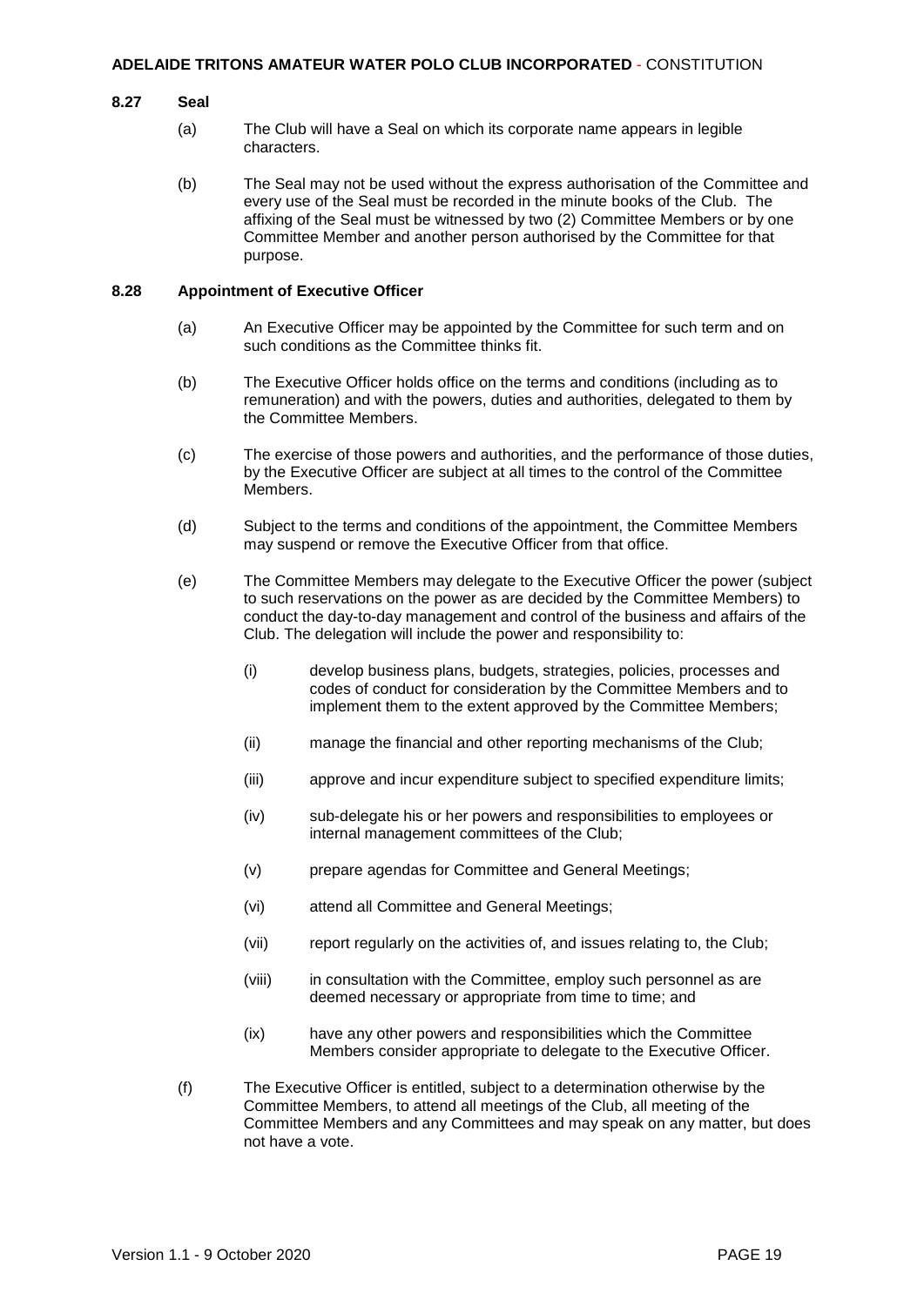### 8.27 Seal

(a) The Club will have a Seal on which its corporate name appears in legible characters.

(b) The Seal may not be used without the express authorisation of the Committee and every use of the Seal must be recorded in the minute books of the Club. The affixing of the Seal must be witnessed by two (2) Committee Members or by one Committee Member and another person authorised by the Committee for that purpose.

### 8.28 Appointment of Executive Officer

(a) An Executive Officer may be appointed by the Committee for such term and on such conditions as the Committee thinks fit.

(b) The Executive Officer holds office on the terms and conditions (including as to remuneration) and with the powers, duties and authorities, delegated to them by the Committee Members.

(c) The exercise of those powers and authorities, and the performance of those duties, by the Executive Officer are subject at all times to the control of the Committee Members.

(d) Subject to the terms and conditions of the appointment, the Committee Members may suspend or remove the Executive Officer from that office.

(e) The Committee Members may delegate to the Executive Officer the power (subject to such reservations on the power as are decided by the Committee Members) to conduct the day-to-day management and control of the business and affairs of the Club. The delegation will include the power and responsibility to:

   (i) develop business plans, budgets, strategies, policies, processes and codes of conduct for consideration by the Committee Members and to implement them to the extent approved by the Committee Members;

   (ii) manage the financial and other reporting mechanisms of the Club;

   (iii) approve and incur expenditure subject to specified expenditure limits;

   (iv) sub-delegate his or her powers and responsibilities to employees or internal management committees of the Club;

   (v) prepare agendas for Committee and General Meetings;

   (vi) attend all Committee and General Meetings;

   (vii) report regularly on the activities of, and issues relating to, the Club;

   (viii) in consultation with the Committee, employ such personnel as are deemed necessary or appropriate from time to time; and

   (ix) have any other powers and responsibilities which the Committee Members consider appropriate to delegate to the Executive Officer.

(f) The Executive Officer is entitled, subject to a determination otherwise by the Committee Members, to attend all meetings of the Club, all meeting of the Committee Members and any Committees and may speak on any matter, but does not have a vote.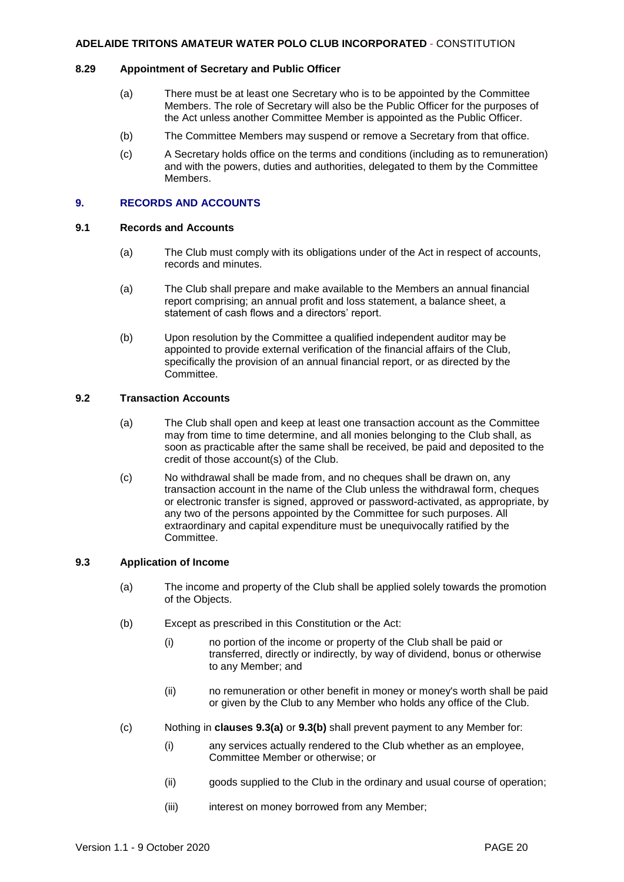**8.29 Appointment of Secretary and Public Officer**

(a) There must be at least one Secretary who is to be appointed by the Committee Members. The role of Secretary will also be the Public Officer for the purposes of the Act unless another Committee Member is appointed as the Public Officer.

(b) The Committee Members may suspend or remove a Secretary from that office.

(c) A Secretary holds office on the terms and conditions (including as to remuneration) and with the powers, duties and authorities, delegated to them by the Committee Members.

## 9. RECORDS AND ACCOUNTS

**9.1 Records and Accounts**

(a) The Club must comply with its obligations under of the Act in respect of accounts, records and minutes.

(a) The Club shall prepare and make available to the Members an annual financial report comprising; an annual profit and loss statement, a balance sheet, a statement of cash flows and a directors' report.

(b) Upon resolution by the Committee a qualified independent auditor may be appointed to provide external verification of the financial affairs of the Club, specifically the provision of an annual financial report, or as directed by the Committee.

**9.2 Transaction Accounts**

(a) The Club shall open and keep at least one transaction account as the Committee may from time to time determine, and all monies belonging to the Club shall, as soon as practicable after the same shall be received, be paid and deposited to the credit of those account(s) of the Club.

(c) No withdrawal shall be made from, and no cheques shall be drawn on, any transaction account in the name of the Club unless the withdrawal form, cheques or electronic transfer is signed, approved or password-activated, as appropriate, by any two of the persons appointed by the Committee for such purposes. All extraordinary and capital expenditure must be unequivocally ratified by the Committee.

**9.3 Application of Income**

(a) The income and property of the Club shall be applied solely towards the promotion of the Objects.

(b) Except as prescribed in this Constitution or the Act:

(i) no portion of the income or property of the Club shall be paid or transferred, directly or indirectly, by way of dividend, bonus or otherwise to any Member; and

(ii) no remuneration or other benefit in money or money's worth shall be paid or given by the Club to any Member who holds any office of the Club.

(c) Nothing in **clauses 9.3(a)** or **9.3(b)** shall prevent payment to any Member for:

(i) any services actually rendered to the Club whether as an employee, Committee Member or otherwise; or

(ii) goods supplied to the Club in the ordinary and usual course of operation;

(iii) interest on money borrowed from any Member;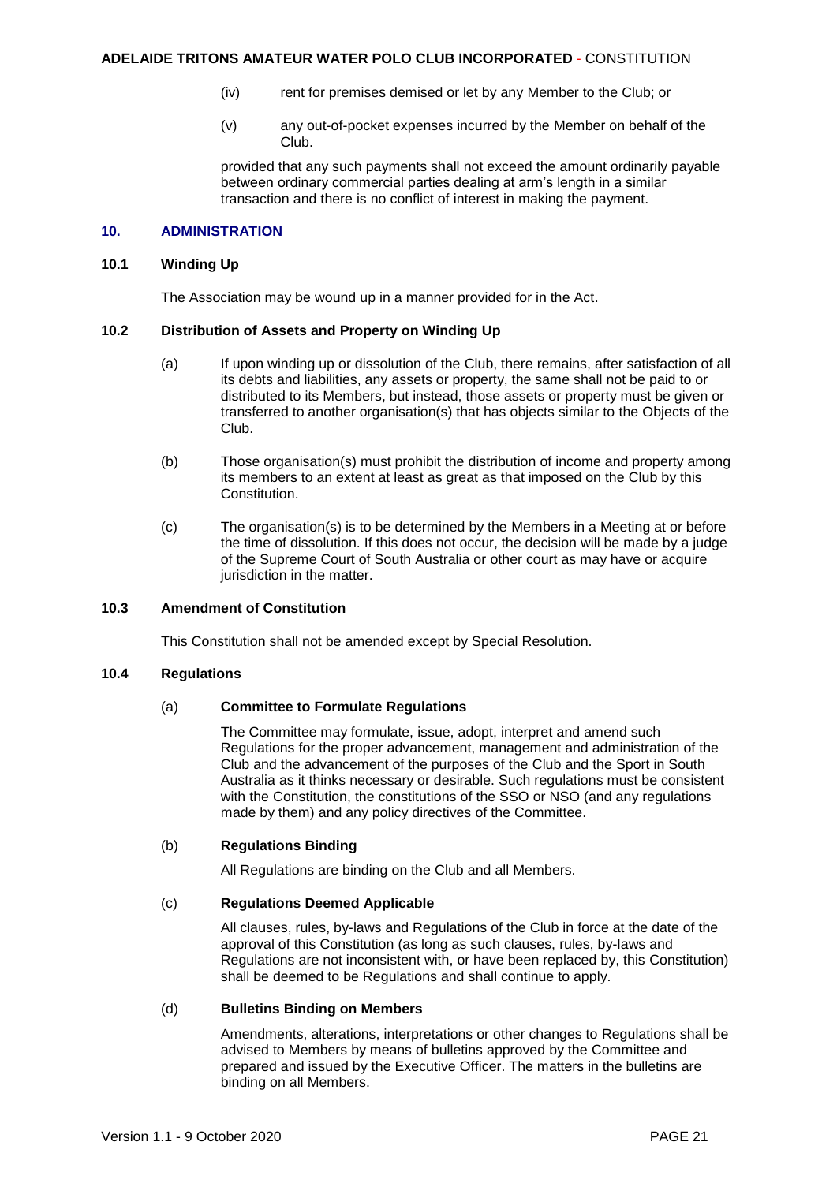(iv) rent for premises demised or let by any Member to the Club; or

(v) any out-of-pocket expenses incurred by the Member on behalf of the Club.

provided that any such payments shall not exceed the amount ordinarily payable between ordinary commercial parties dealing at arm's length in a similar transaction and there is no conflict of interest in making the payment.

## 10. ADMINISTRATION

### 10.1 Winding Up

The Association may be wound up in a manner provided for in the Act.

### 10.2 Distribution of Assets and Property on Winding Up

(a) If upon winding up or dissolution of the Club, there remains, after satisfaction of all its debts and liabilities, any assets or property, the same shall not be paid to or distributed to its Members, but instead, those assets or property must be given or transferred to another organisation(s) that has objects similar to the Objects of the Club.

(b) Those organisation(s) must prohibit the distribution of income and property among its members to an extent at least as great as that imposed on the Club by this Constitution.

(c) The organisation(s) is to be determined by the Members in a Meeting at or before the time of dissolution. If this does not occur, the decision will be made by a judge of the Supreme Court of South Australia or other court as may have or acquire jurisdiction in the matter.

### 10.3 Amendment of Constitution

This Constitution shall not be amended except by Special Resolution.

### 10.4 Regulations

(a) **Committee to Formulate Regulations**

The Committee may formulate, issue, adopt, interpret and amend such Regulations for the proper advancement, management and administration of the Club and the advancement of the purposes of the Club and the Sport in South Australia as it thinks necessary or desirable. Such regulations must be consistent with the Constitution, the constitutions of the SSO or NSO (and any regulations made by them) and any policy directives of the Committee.

(b) **Regulations Binding**

All Regulations are binding on the Club and all Members.

(c) **Regulations Deemed Applicable**

All clauses, rules, by-laws and Regulations of the Club in force at the date of the approval of this Constitution (as long as such clauses, rules, by-laws and Regulations are not inconsistent with, or have been replaced by, this Constitution) shall be deemed to be Regulations and shall continue to apply.

(d) **Bulletins Binding on Members**

Amendments, alterations, interpretations or other changes to Regulations shall be advised to Members by means of bulletins approved by the Committee and prepared and issued by the Executive Officer. The matters in the bulletins are binding on all Members.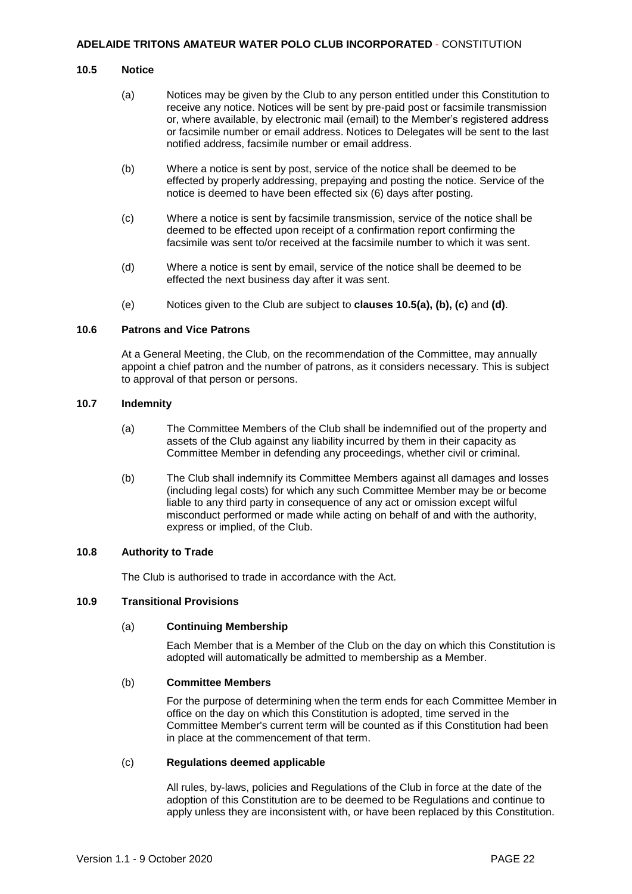### 10.5 Notice

(a) Notices may be given by the Club to any person entitled under this Constitution to receive any notice. Notices will be sent by pre-paid post or facsimile transmission or, where available, by electronic mail (email) to the Member's registered address or facsimile number or email address. Notices to Delegates will be sent to the last notified address, facsimile number or email address.

(b) Where a notice is sent by post, service of the notice shall be deemed to be effected by properly addressing, prepaying and posting the notice. Service of the notice is deemed to have been effected six (6) days after posting.

(c) Where a notice is sent by facsimile transmission, service of the notice shall be deemed to be effected upon receipt of a confirmation report confirming the facsimile was sent to/or received at the facsimile number to which it was sent.

(d) Where a notice is sent by email, service of the notice shall be deemed to be effected the next business day after it was sent.

(e) Notices given to the Club are subject to **clauses 10.5(a), (b), (c)** and **(d)**.

### 10.6 Patrons and Vice Patrons

At a General Meeting, the Club, on the recommendation of the Committee, may annually appoint a chief patron and the number of patrons, as it considers necessary. This is subject to approval of that person or persons.

### 10.7 Indemnity

(a) The Committee Members of the Club shall be indemnified out of the property and assets of the Club against any liability incurred by them in their capacity as Committee Member in defending any proceedings, whether civil or criminal.

(b) The Club shall indemnify its Committee Members against all damages and losses (including legal costs) for which any such Committee Member may be or become liable to any third party in consequence of any act or omission except wilful misconduct performed or made while acting on behalf of and with the authority, express or implied, of the Club.

### 10.8 Authority to Trade

The Club is authorised to trade in accordance with the Act.

### 10.9 Transitional Provisions

(a) **Continuing Membership**

Each Member that is a Member of the Club on the day on which this Constitution is adopted will automatically be admitted to membership as a Member.

(b) **Committee Members**

For the purpose of determining when the term ends for each Committee Member in office on the day on which this Constitution is adopted, time served in the Committee Member's current term will be counted as if this Constitution had been in place at the commencement of that term.

(c) **Regulations deemed applicable**

All rules, by-laws, policies and Regulations of the Club in force at the date of the adoption of this Constitution are to be deemed to be Regulations and continue to apply unless they are inconsistent with, or have been replaced by this Constitution.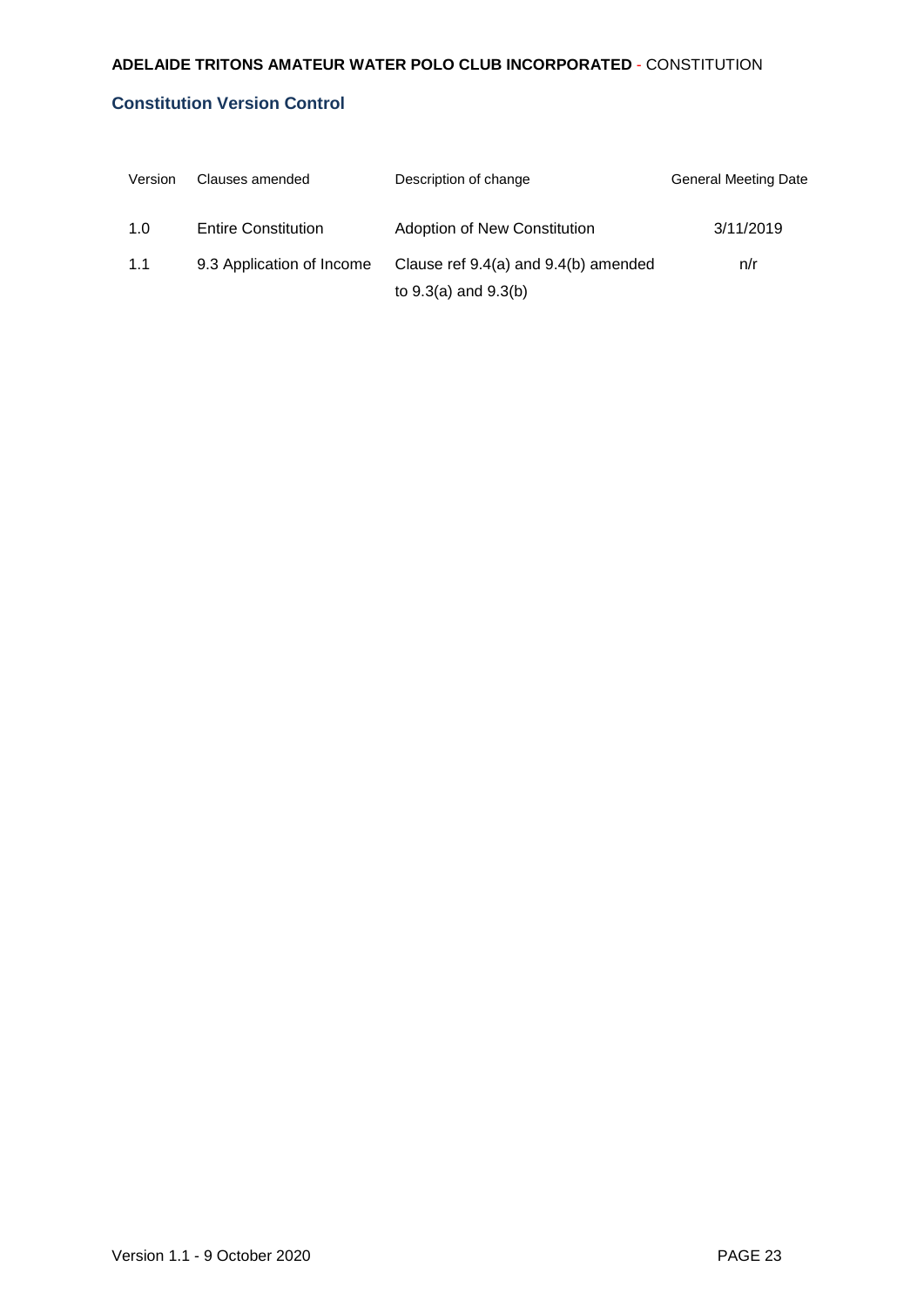## Constitution Version Control

| Version | Clauses amended | Description of change | General Meeting Date |
| --- | --- | --- | --- |
| 1.0 | Entire Constitution | Adoption of New Constitution | 3/11/2019 |
| 1.1 | 9.3 Application of Income | Clause ref 9.4(a) and 9.4(b) amended to 9.3(a) and 9.3(b) | n/r |